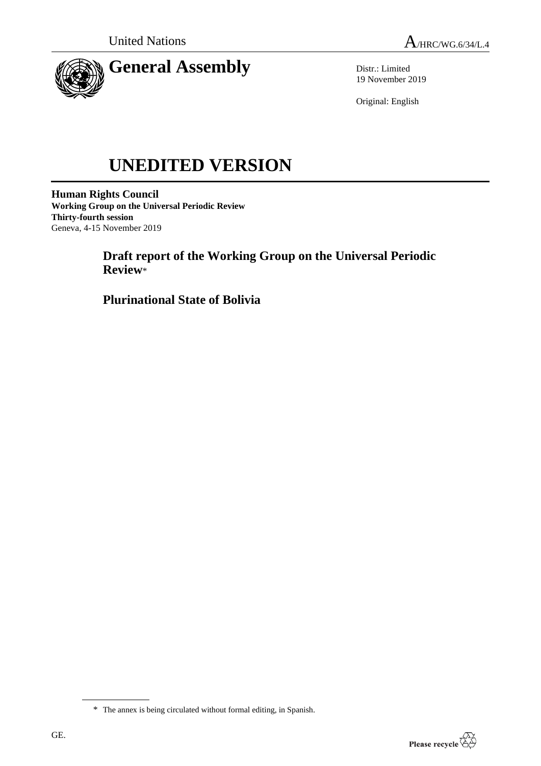United Nations

A/HRC/WG.6/34/L.4

# General Assembly

Distr.: Limited
19 November 2019

Original: English

# UNEDITED VERSION

**Human Rights Council**
**Working Group on the Universal Periodic Review**
**Thirty-fourth session**
Geneva, 4-15 November 2019

## Draft report of the Working Group on the Universal Periodic Review*

## Plurinational State of Bolivia

\* The annex is being circulated without formal editing, in Spanish.

GE.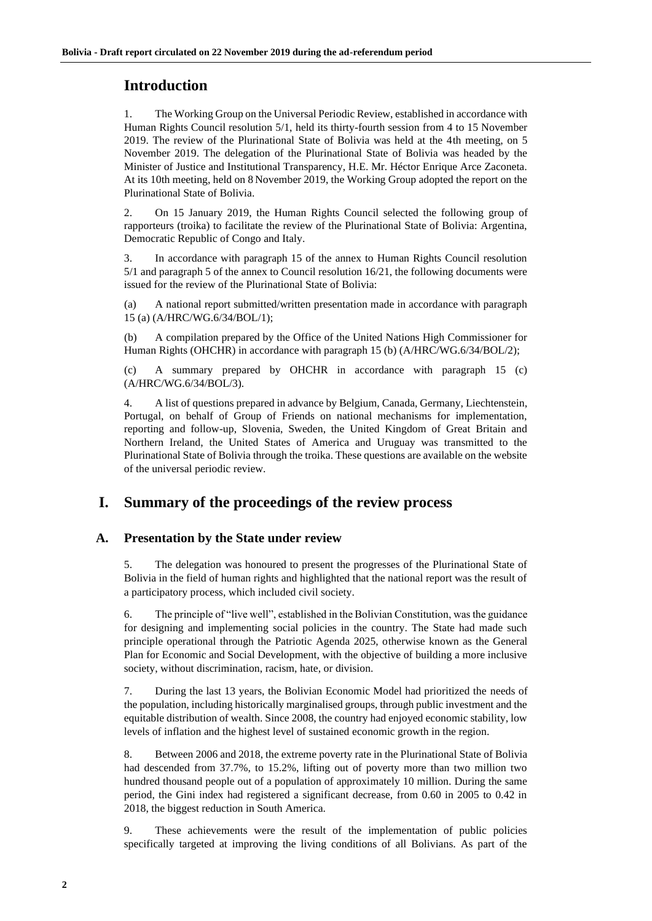# Introduction

1. The Working Group on the Universal Periodic Review, established in accordance with Human Rights Council resolution 5/1, held its thirty-fourth session from 4 to 15 November 2019. The review of the Plurinational State of Bolivia was held at the 4th meeting, on 5 November 2019. The delegation of the Plurinational State of Bolivia was headed by the Minister of Justice and Institutional Transparency, H.E. Mr. Héctor Enrique Arce Zaconeta. At its 10th meeting, held on 8 November 2019, the Working Group adopted the report on the Plurinational State of Bolivia.

2. On 15 January 2019, the Human Rights Council selected the following group of rapporteurs (troika) to facilitate the review of the Plurinational State of Bolivia: Argentina, Democratic Republic of Congo and Italy.

3. In accordance with paragraph 15 of the annex to Human Rights Council resolution 5/1 and paragraph 5 of the annex to Council resolution 16/21, the following documents were issued for the review of the Plurinational State of Bolivia:

(a) A national report submitted/written presentation made in accordance with paragraph 15 (a) (A/HRC/WG.6/34/BOL/1);

(b) A compilation prepared by the Office of the United Nations High Commissioner for Human Rights (OHCHR) in accordance with paragraph 15 (b) (A/HRC/WG.6/34/BOL/2);

(c) A summary prepared by OHCHR in accordance with paragraph 15 (c) (A/HRC/WG.6/34/BOL/3).

4. A list of questions prepared in advance by Belgium, Canada, Germany, Liechtenstein, Portugal, on behalf of Group of Friends on national mechanisms for implementation, reporting and follow-up, Slovenia, Sweden, the United Kingdom of Great Britain and Northern Ireland, the United States of America and Uruguay was transmitted to the Plurinational State of Bolivia through the troika. These questions are available on the website of the universal periodic review.

# I. Summary of the proceedings of the review process

## A. Presentation by the State under review

5. The delegation was honoured to present the progresses of the Plurinational State of Bolivia in the field of human rights and highlighted that the national report was the result of a participatory process, which included civil society.

6. The principle of "live well", established in the Bolivian Constitution, was the guidance for designing and implementing social policies in the country. The State had made such principle operational through the Patriotic Agenda 2025, otherwise known as the General Plan for Economic and Social Development, with the objective of building a more inclusive society, without discrimination, racism, hate, or division.

7. During the last 13 years, the Bolivian Economic Model had prioritized the needs of the population, including historically marginalised groups, through public investment and the equitable distribution of wealth. Since 2008, the country had enjoyed economic stability, low levels of inflation and the highest level of sustained economic growth in the region.

8. Between 2006 and 2018, the extreme poverty rate in the Plurinational State of Bolivia had descended from 37.7%, to 15.2%, lifting out of poverty more than two million two hundred thousand people out of a population of approximately 10 million. During the same period, the Gini index had registered a significant decrease, from 0.60 in 2005 to 0.42 in 2018, the biggest reduction in South America.

9. These achievements were the result of the implementation of public policies specifically targeted at improving the living conditions of all Bolivians. As part of the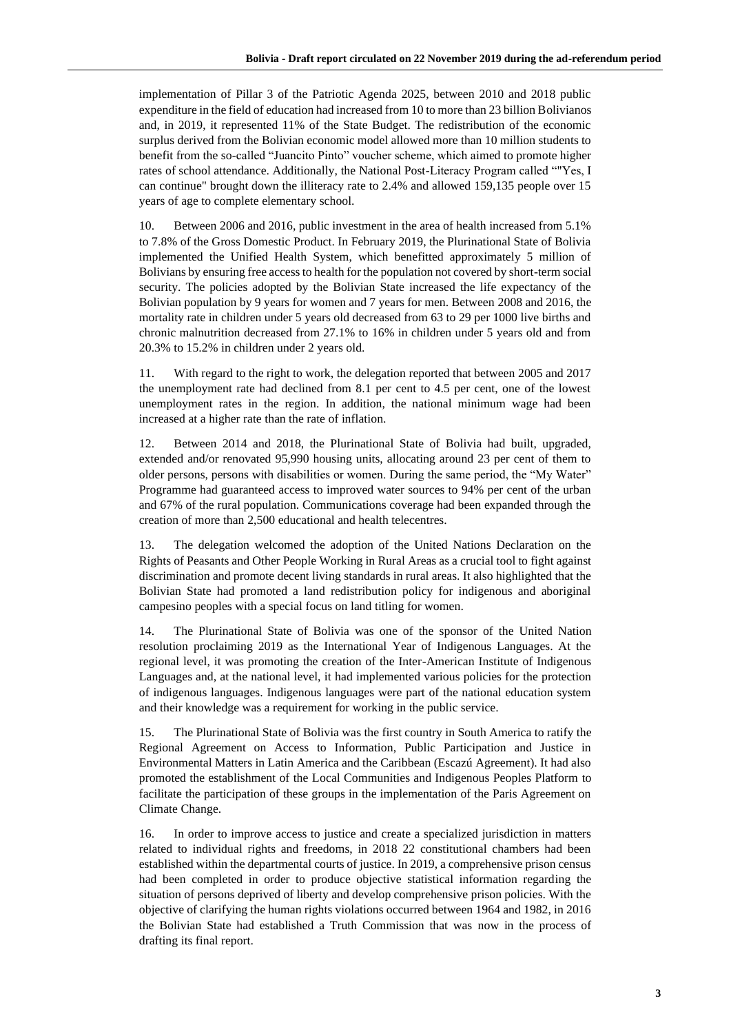implementation of Pillar 3 of the Patriotic Agenda 2025, between 2010 and 2018 public expenditure in the field of education had increased from 10 to more than 23 billion Bolivianos and, in 2019, it represented 11% of the State Budget. The redistribution of the economic surplus derived from the Bolivian economic model allowed more than 10 million students to benefit from the so-called "Juancito Pinto" voucher scheme, which aimed to promote higher rates of school attendance. Additionally, the National Post-Literacy Program called ""Yes, I can continue" brought down the illiteracy rate to 2.4% and allowed 159,135 people over 15 years of age to complete elementary school.

10. Between 2006 and 2016, public investment in the area of health increased from 5.1% to 7.8% of the Gross Domestic Product. In February 2019, the Plurinational State of Bolivia implemented the Unified Health System, which benefitted approximately 5 million of Bolivians by ensuring free access to health for the population not covered by short-term social security. The policies adopted by the Bolivian State increased the life expectancy of the Bolivian population by 9 years for women and 7 years for men. Between 2008 and 2016, the mortality rate in children under 5 years old decreased from 63 to 29 per 1000 live births and chronic malnutrition decreased from 27.1% to 16% in children under 5 years old and from 20.3% to 15.2% in children under 2 years old.

11. With regard to the right to work, the delegation reported that between 2005 and 2017 the unemployment rate had declined from 8.1 per cent to 4.5 per cent, one of the lowest unemployment rates in the region. In addition, the national minimum wage had been increased at a higher rate than the rate of inflation.

12. Between 2014 and 2018, the Plurinational State of Bolivia had built, upgraded, extended and/or renovated 95,990 housing units, allocating around 23 per cent of them to older persons, persons with disabilities or women. During the same period, the "My Water" Programme had guaranteed access to improved water sources to 94% per cent of the urban and 67% of the rural population. Communications coverage had been expanded through the creation of more than 2,500 educational and health telecentres.

13. The delegation welcomed the adoption of the United Nations Declaration on the Rights of Peasants and Other People Working in Rural Areas as a crucial tool to fight against discrimination and promote decent living standards in rural areas. It also highlighted that the Bolivian State had promoted a land redistribution policy for indigenous and aboriginal campesino peoples with a special focus on land titling for women.

14. The Plurinational State of Bolivia was one of the sponsor of the United Nation resolution proclaiming 2019 as the International Year of Indigenous Languages. At the regional level, it was promoting the creation of the Inter-American Institute of Indigenous Languages and, at the national level, it had implemented various policies for the protection of indigenous languages. Indigenous languages were part of the national education system and their knowledge was a requirement for working in the public service.

15. The Plurinational State of Bolivia was the first country in South America to ratify the Regional Agreement on Access to Information, Public Participation and Justice in Environmental Matters in Latin America and the Caribbean (Escazú Agreement). It had also promoted the establishment of the Local Communities and Indigenous Peoples Platform to facilitate the participation of these groups in the implementation of the Paris Agreement on Climate Change.

16. In order to improve access to justice and create a specialized jurisdiction in matters related to individual rights and freedoms, in 2018 22 constitutional chambers had been established within the departmental courts of justice. In 2019, a comprehensive prison census had been completed in order to produce objective statistical information regarding the situation of persons deprived of liberty and develop comprehensive prison policies. With the objective of clarifying the human rights violations occurred between 1964 and 1982, in 2016 the Bolivian State had established a Truth Commission that was now in the process of drafting its final report.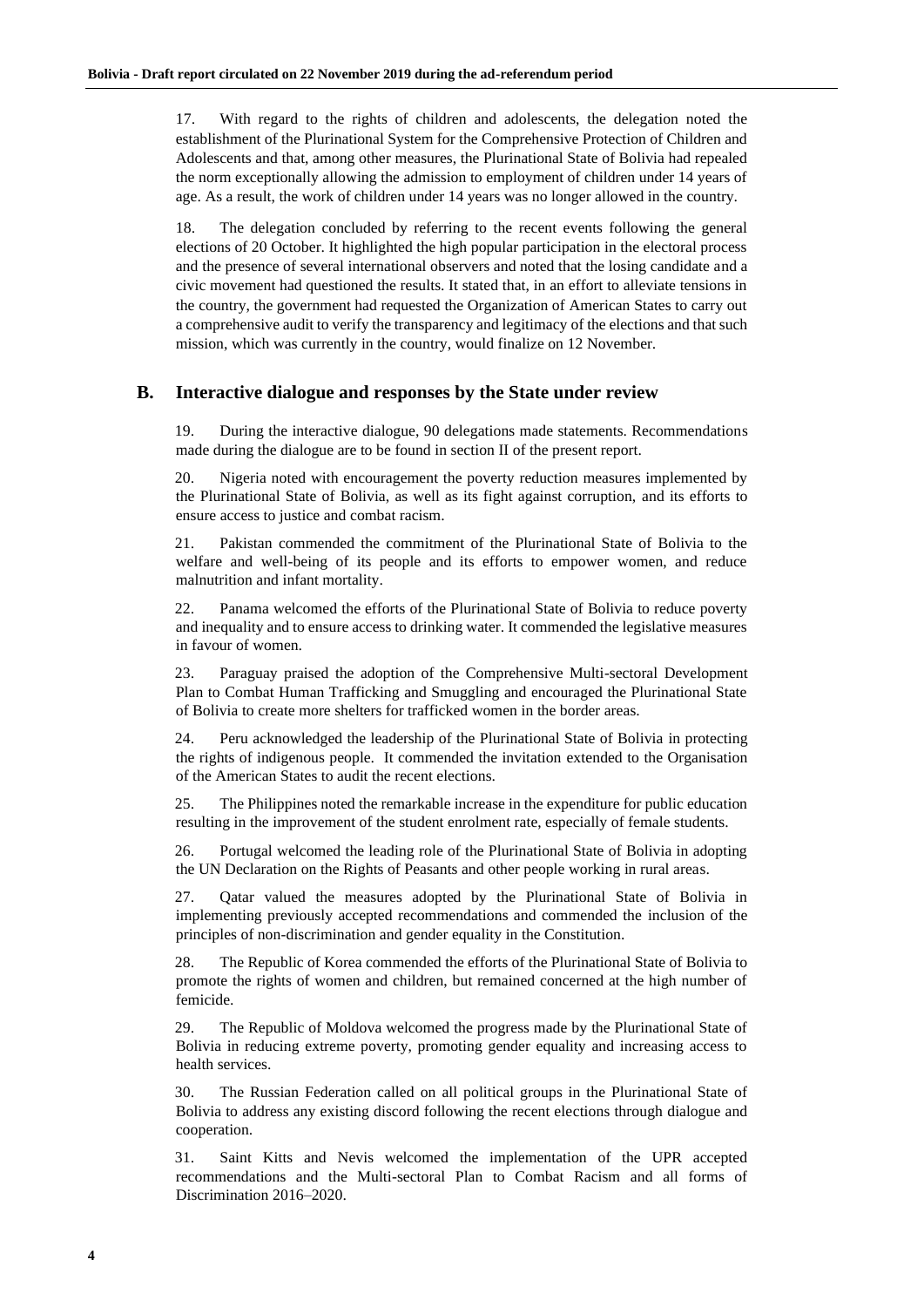17. With regard to the rights of children and adolescents, the delegation noted the establishment of the Plurinational System for the Comprehensive Protection of Children and Adolescents and that, among other measures, the Plurinational State of Bolivia had repealed the norm exceptionally allowing the admission to employment of children under 14 years of age. As a result, the work of children under 14 years was no longer allowed in the country.

18. The delegation concluded by referring to the recent events following the general elections of 20 October. It highlighted the high popular participation in the electoral process and the presence of several international observers and noted that the losing candidate and a civic movement had questioned the results. It stated that, in an effort to alleviate tensions in the country, the government had requested the Organization of American States to carry out a comprehensive audit to verify the transparency and legitimacy of the elections and that such mission, which was currently in the country, would finalize on 12 November.

## B. Interactive dialogue and responses by the State under review

19. During the interactive dialogue, 90 delegations made statements. Recommendations made during the dialogue are to be found in section II of the present report.

20. Nigeria noted with encouragement the poverty reduction measures implemented by the Plurinational State of Bolivia, as well as its fight against corruption, and its efforts to ensure access to justice and combat racism.

21. Pakistan commended the commitment of the Plurinational State of Bolivia to the welfare and well-being of its people and its efforts to empower women, and reduce malnutrition and infant mortality.

22. Panama welcomed the efforts of the Plurinational State of Bolivia to reduce poverty and inequality and to ensure access to drinking water. It commended the legislative measures in favour of women.

23. Paraguay praised the adoption of the Comprehensive Multi-sectoral Development Plan to Combat Human Trafficking and Smuggling and encouraged the Plurinational State of Bolivia to create more shelters for trafficked women in the border areas.

24. Peru acknowledged the leadership of the Plurinational State of Bolivia in protecting the rights of indigenous people. It commended the invitation extended to the Organisation of the American States to audit the recent elections.

25. The Philippines noted the remarkable increase in the expenditure for public education resulting in the improvement of the student enrolment rate, especially of female students.

26. Portugal welcomed the leading role of the Plurinational State of Bolivia in adopting the UN Declaration on the Rights of Peasants and other people working in rural areas.

27. Qatar valued the measures adopted by the Plurinational State of Bolivia in implementing previously accepted recommendations and commended the inclusion of the principles of non-discrimination and gender equality in the Constitution.

28. The Republic of Korea commended the efforts of the Plurinational State of Bolivia to promote the rights of women and children, but remained concerned at the high number of femicide.

29. The Republic of Moldova welcomed the progress made by the Plurinational State of Bolivia in reducing extreme poverty, promoting gender equality and increasing access to health services.

30. The Russian Federation called on all political groups in the Plurinational State of Bolivia to address any existing discord following the recent elections through dialogue and cooperation.

31. Saint Kitts and Nevis welcomed the implementation of the UPR accepted recommendations and the Multi-sectoral Plan to Combat Racism and all forms of Discrimination 2016–2020.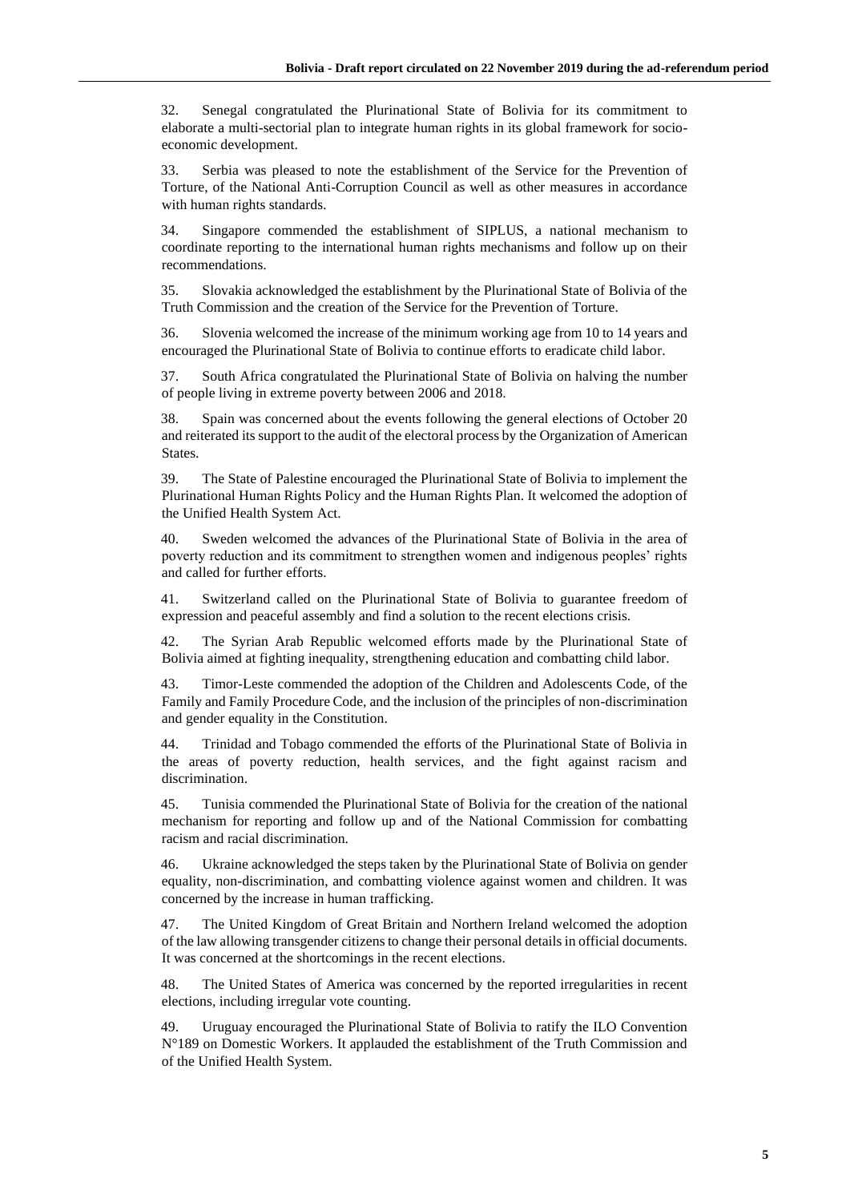32. Senegal congratulated the Plurinational State of Bolivia for its commitment to elaborate a multi-sectorial plan to integrate human rights in its global framework for socio-economic development.

33. Serbia was pleased to note the establishment of the Service for the Prevention of Torture, of the National Anti-Corruption Council as well as other measures in accordance with human rights standards.

34. Singapore commended the establishment of SIPLUS, a national mechanism to coordinate reporting to the international human rights mechanisms and follow up on their recommendations.

35. Slovakia acknowledged the establishment by the Plurinational State of Bolivia of the Truth Commission and the creation of the Service for the Prevention of Torture.

36. Slovenia welcomed the increase of the minimum working age from 10 to 14 years and encouraged the Plurinational State of Bolivia to continue efforts to eradicate child labor.

37. South Africa congratulated the Plurinational State of Bolivia on halving the number of people living in extreme poverty between 2006 and 2018.

38. Spain was concerned about the events following the general elections of October 20 and reiterated its support to the audit of the electoral process by the Organization of American States.

39. The State of Palestine encouraged the Plurinational State of Bolivia to implement the Plurinational Human Rights Policy and the Human Rights Plan. It welcomed the adoption of the Unified Health System Act.

40. Sweden welcomed the advances of the Plurinational State of Bolivia in the area of poverty reduction and its commitment to strengthen women and indigenous peoples' rights and called for further efforts.

41. Switzerland called on the Plurinational State of Bolivia to guarantee freedom of expression and peaceful assembly and find a solution to the recent elections crisis.

42. The Syrian Arab Republic welcomed efforts made by the Plurinational State of Bolivia aimed at fighting inequality, strengthening education and combatting child labor.

43. Timor-Leste commended the adoption of the Children and Adolescents Code, of the Family and Family Procedure Code, and the inclusion of the principles of non-discrimination and gender equality in the Constitution.

44. Trinidad and Tobago commended the efforts of the Plurinational State of Bolivia in the areas of poverty reduction, health services, and the fight against racism and discrimination.

45. Tunisia commended the Plurinational State of Bolivia for the creation of the national mechanism for reporting and follow up and of the National Commission for combatting racism and racial discrimination.

46. Ukraine acknowledged the steps taken by the Plurinational State of Bolivia on gender equality, non-discrimination, and combatting violence against women and children. It was concerned by the increase in human trafficking.

47. The United Kingdom of Great Britain and Northern Ireland welcomed the adoption of the law allowing transgender citizens to change their personal details in official documents. It was concerned at the shortcomings in the recent elections.

48. The United States of America was concerned by the reported irregularities in recent elections, including irregular vote counting.

49. Uruguay encouraged the Plurinational State of Bolivia to ratify the ILO Convention N°189 on Domestic Workers. It applauded the establishment of the Truth Commission and of the Unified Health System.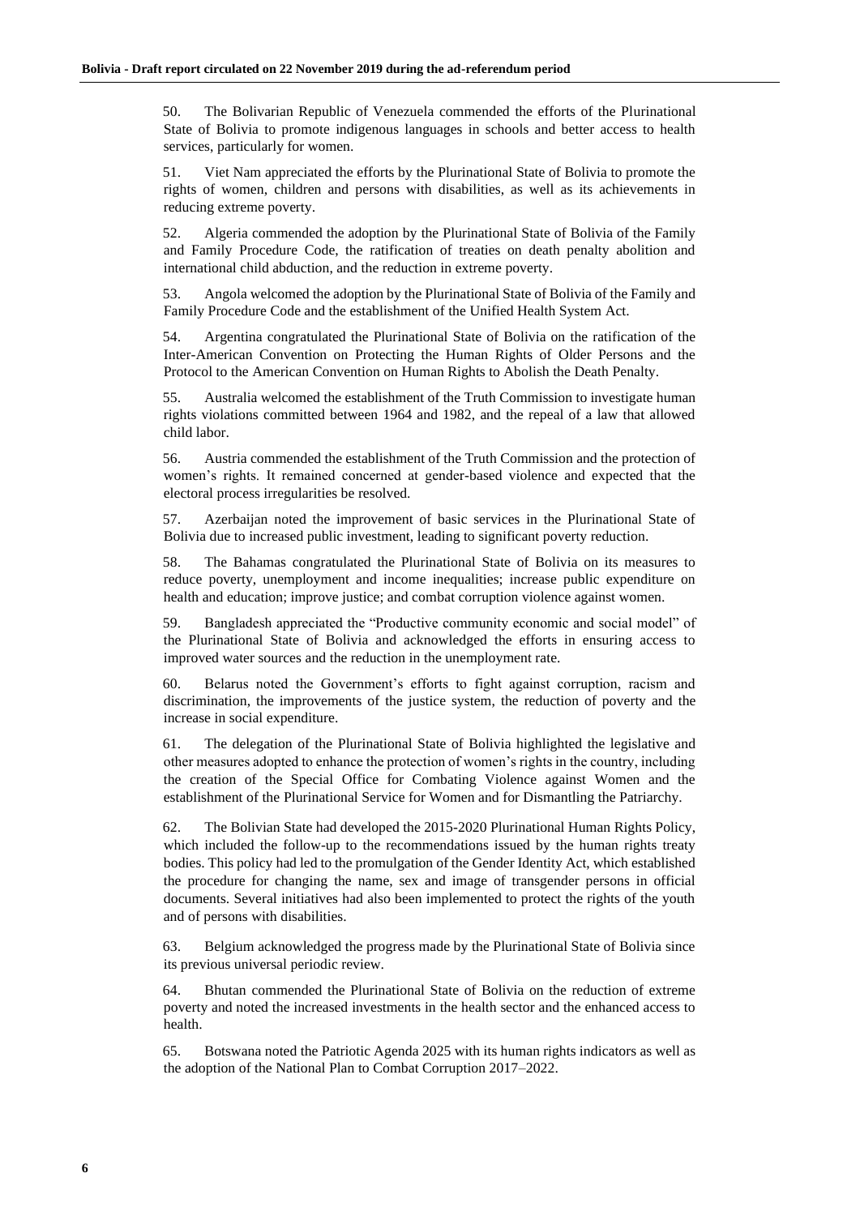50. The Bolivarian Republic of Venezuela commended the efforts of the Plurinational State of Bolivia to promote indigenous languages in schools and better access to health services, particularly for women.

51. Viet Nam appreciated the efforts by the Plurinational State of Bolivia to promote the rights of women, children and persons with disabilities, as well as its achievements in reducing extreme poverty.

52. Algeria commended the adoption by the Plurinational State of Bolivia of the Family and Family Procedure Code, the ratification of treaties on death penalty abolition and international child abduction, and the reduction in extreme poverty.

53. Angola welcomed the adoption by the Plurinational State of Bolivia of the Family and Family Procedure Code and the establishment of the Unified Health System Act.

54. Argentina congratulated the Plurinational State of Bolivia on the ratification of the Inter-American Convention on Protecting the Human Rights of Older Persons and the Protocol to the American Convention on Human Rights to Abolish the Death Penalty.

55. Australia welcomed the establishment of the Truth Commission to investigate human rights violations committed between 1964 and 1982, and the repeal of a law that allowed child labor.

56. Austria commended the establishment of the Truth Commission and the protection of women's rights. It remained concerned at gender-based violence and expected that the electoral process irregularities be resolved.

57. Azerbaijan noted the improvement of basic services in the Plurinational State of Bolivia due to increased public investment, leading to significant poverty reduction.

58. The Bahamas congratulated the Plurinational State of Bolivia on its measures to reduce poverty, unemployment and income inequalities; increase public expenditure on health and education; improve justice; and combat corruption violence against women.

59. Bangladesh appreciated the "Productive community economic and social model" of the Plurinational State of Bolivia and acknowledged the efforts in ensuring access to improved water sources and the reduction in the unemployment rate.

60. Belarus noted the Government's efforts to fight against corruption, racism and discrimination, the improvements of the justice system, the reduction of poverty and the increase in social expenditure.

61. The delegation of the Plurinational State of Bolivia highlighted the legislative and other measures adopted to enhance the protection of women's rights in the country, including the creation of the Special Office for Combating Violence against Women and the establishment of the Plurinational Service for Women and for Dismantling the Patriarchy.

62. The Bolivian State had developed the 2015-2020 Plurinational Human Rights Policy, which included the follow-up to the recommendations issued by the human rights treaty bodies. This policy had led to the promulgation of the Gender Identity Act, which established the procedure for changing the name, sex and image of transgender persons in official documents. Several initiatives had also been implemented to protect the rights of the youth and of persons with disabilities.

63. Belgium acknowledged the progress made by the Plurinational State of Bolivia since its previous universal periodic review.

64. Bhutan commended the Plurinational State of Bolivia on the reduction of extreme poverty and noted the increased investments in the health sector and the enhanced access to health.

65. Botswana noted the Patriotic Agenda 2025 with its human rights indicators as well as the adoption of the National Plan to Combat Corruption 2017–2022.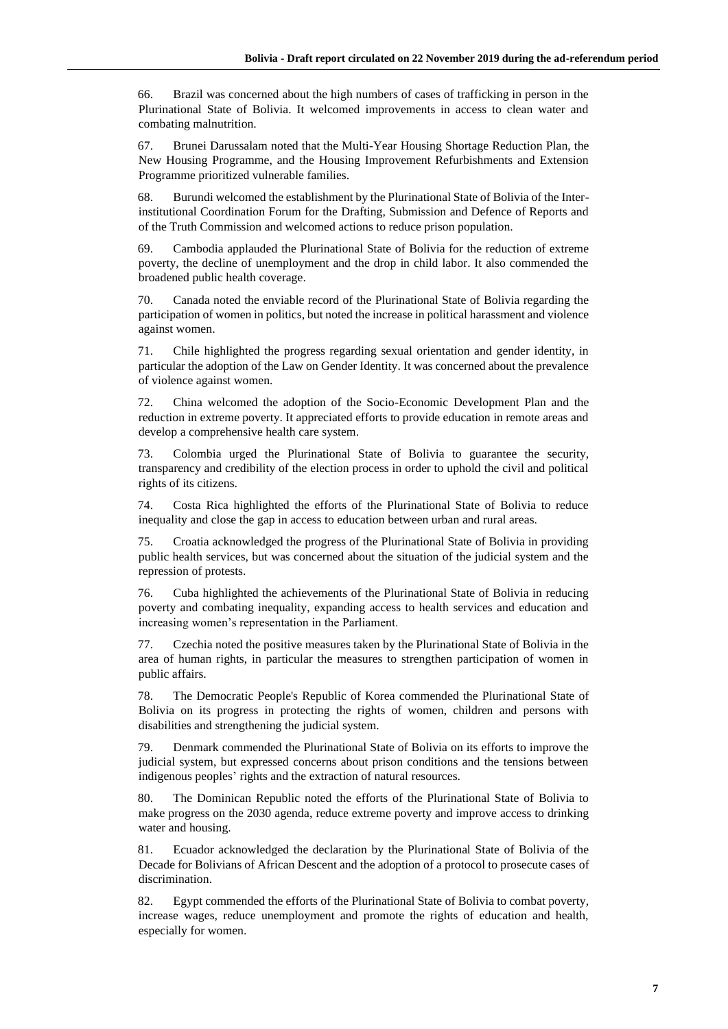66. Brazil was concerned about the high numbers of cases of trafficking in person in the Plurinational State of Bolivia. It welcomed improvements in access to clean water and combating malnutrition.

67. Brunei Darussalam noted that the Multi-Year Housing Shortage Reduction Plan, the New Housing Programme, and the Housing Improvement Refurbishments and Extension Programme prioritized vulnerable families.

68. Burundi welcomed the establishment by the Plurinational State of Bolivia of the Inter-institutional Coordination Forum for the Drafting, Submission and Defence of Reports and of the Truth Commission and welcomed actions to reduce prison population.

69. Cambodia applauded the Plurinational State of Bolivia for the reduction of extreme poverty, the decline of unemployment and the drop in child labor. It also commended the broadened public health coverage.

70. Canada noted the enviable record of the Plurinational State of Bolivia regarding the participation of women in politics, but noted the increase in political harassment and violence against women.

71. Chile highlighted the progress regarding sexual orientation and gender identity, in particular the adoption of the Law on Gender Identity. It was concerned about the prevalence of violence against women.

72. China welcomed the adoption of the Socio-Economic Development Plan and the reduction in extreme poverty. It appreciated efforts to provide education in remote areas and develop a comprehensive health care system.

73. Colombia urged the Plurinational State of Bolivia to guarantee the security, transparency and credibility of the election process in order to uphold the civil and political rights of its citizens.

74. Costa Rica highlighted the efforts of the Plurinational State of Bolivia to reduce inequality and close the gap in access to education between urban and rural areas.

75. Croatia acknowledged the progress of the Plurinational State of Bolivia in providing public health services, but was concerned about the situation of the judicial system and the repression of protests.

76. Cuba highlighted the achievements of the Plurinational State of Bolivia in reducing poverty and combating inequality, expanding access to health services and education and increasing women's representation in the Parliament.

77. Czechia noted the positive measures taken by the Plurinational State of Bolivia in the area of human rights, in particular the measures to strengthen participation of women in public affairs.

78. The Democratic People's Republic of Korea commended the Plurinational State of Bolivia on its progress in protecting the rights of women, children and persons with disabilities and strengthening the judicial system.

79. Denmark commended the Plurinational State of Bolivia on its efforts to improve the judicial system, but expressed concerns about prison conditions and the tensions between indigenous peoples' rights and the extraction of natural resources.

80. The Dominican Republic noted the efforts of the Plurinational State of Bolivia to make progress on the 2030 agenda, reduce extreme poverty and improve access to drinking water and housing.

81. Ecuador acknowledged the declaration by the Plurinational State of Bolivia of the Decade for Bolivians of African Descent and the adoption of a protocol to prosecute cases of discrimination.

82. Egypt commended the efforts of the Plurinational State of Bolivia to combat poverty, increase wages, reduce unemployment and promote the rights of education and health, especially for women.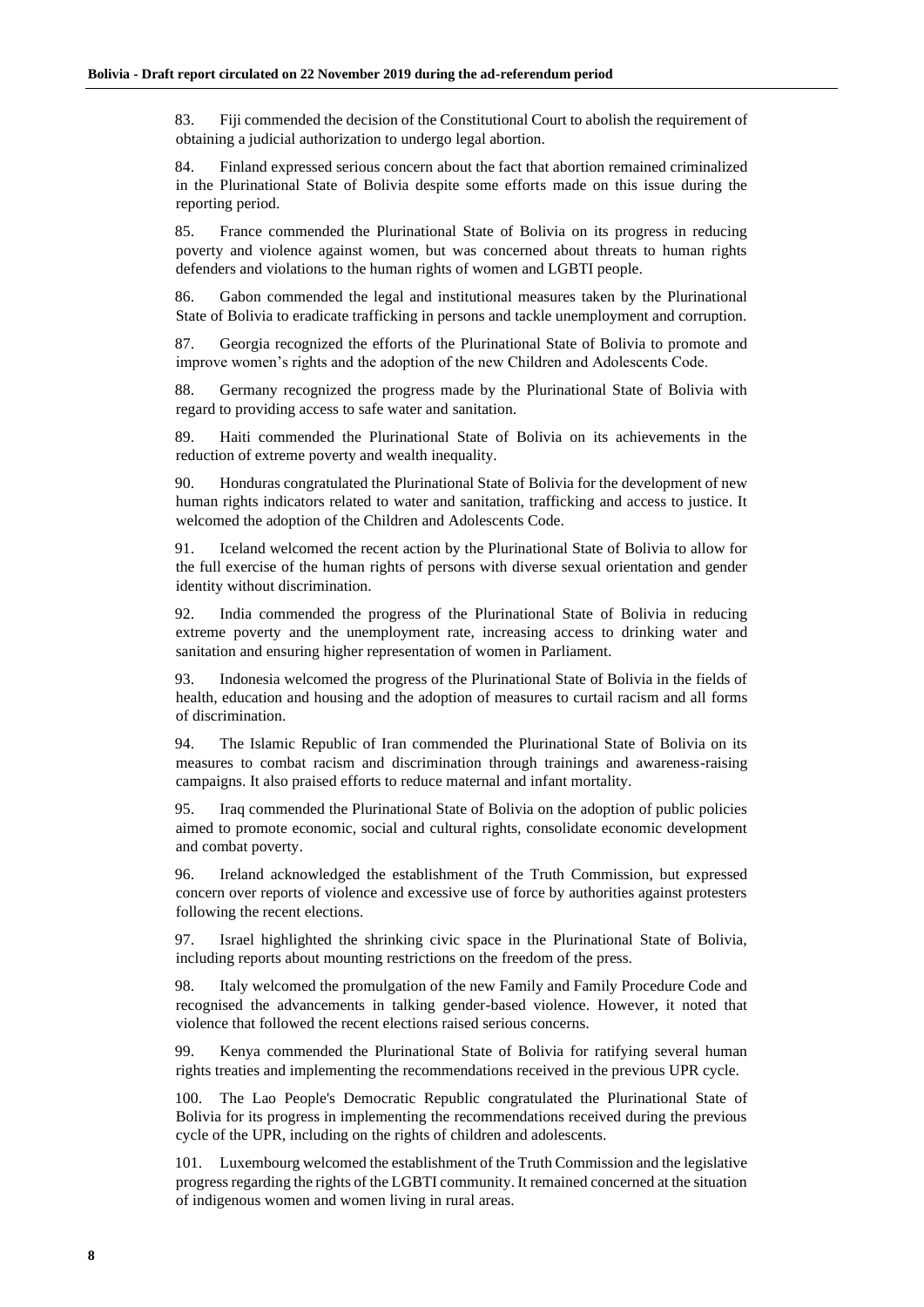83. Fiji commended the decision of the Constitutional Court to abolish the requirement of obtaining a judicial authorization to undergo legal abortion.

84. Finland expressed serious concern about the fact that abortion remained criminalized in the Plurinational State of Bolivia despite some efforts made on this issue during the reporting period.

85. France commended the Plurinational State of Bolivia on its progress in reducing poverty and violence against women, but was concerned about threats to human rights defenders and violations to the human rights of women and LGBTI people.

86. Gabon commended the legal and institutional measures taken by the Plurinational State of Bolivia to eradicate trafficking in persons and tackle unemployment and corruption.

87. Georgia recognized the efforts of the Plurinational State of Bolivia to promote and improve women's rights and the adoption of the new Children and Adolescents Code.

88. Germany recognized the progress made by the Plurinational State of Bolivia with regard to providing access to safe water and sanitation.

89. Haiti commended the Plurinational State of Bolivia on its achievements in the reduction of extreme poverty and wealth inequality.

90. Honduras congratulated the Plurinational State of Bolivia for the development of new human rights indicators related to water and sanitation, trafficking and access to justice. It welcomed the adoption of the Children and Adolescents Code.

91. Iceland welcomed the recent action by the Plurinational State of Bolivia to allow for the full exercise of the human rights of persons with diverse sexual orientation and gender identity without discrimination.

92. India commended the progress of the Plurinational State of Bolivia in reducing extreme poverty and the unemployment rate, increasing access to drinking water and sanitation and ensuring higher representation of women in Parliament.

93. Indonesia welcomed the progress of the Plurinational State of Bolivia in the fields of health, education and housing and the adoption of measures to curtail racism and all forms of discrimination.

94. The Islamic Republic of Iran commended the Plurinational State of Bolivia on its measures to combat racism and discrimination through trainings and awareness-raising campaigns. It also praised efforts to reduce maternal and infant mortality.

95. Iraq commended the Plurinational State of Bolivia on the adoption of public policies aimed to promote economic, social and cultural rights, consolidate economic development and combat poverty.

96. Ireland acknowledged the establishment of the Truth Commission, but expressed concern over reports of violence and excessive use of force by authorities against protesters following the recent elections.

97. Israel highlighted the shrinking civic space in the Plurinational State of Bolivia, including reports about mounting restrictions on the freedom of the press.

98. Italy welcomed the promulgation of the new Family and Family Procedure Code and recognised the advancements in talking gender-based violence. However, it noted that violence that followed the recent elections raised serious concerns.

99. Kenya commended the Plurinational State of Bolivia for ratifying several human rights treaties and implementing the recommendations received in the previous UPR cycle.

100. The Lao People's Democratic Republic congratulated the Plurinational State of Bolivia for its progress in implementing the recommendations received during the previous cycle of the UPR, including on the rights of children and adolescents.

101. Luxembourg welcomed the establishment of the Truth Commission and the legislative progress regarding the rights of the LGBTI community. It remained concerned at the situation of indigenous women and women living in rural areas.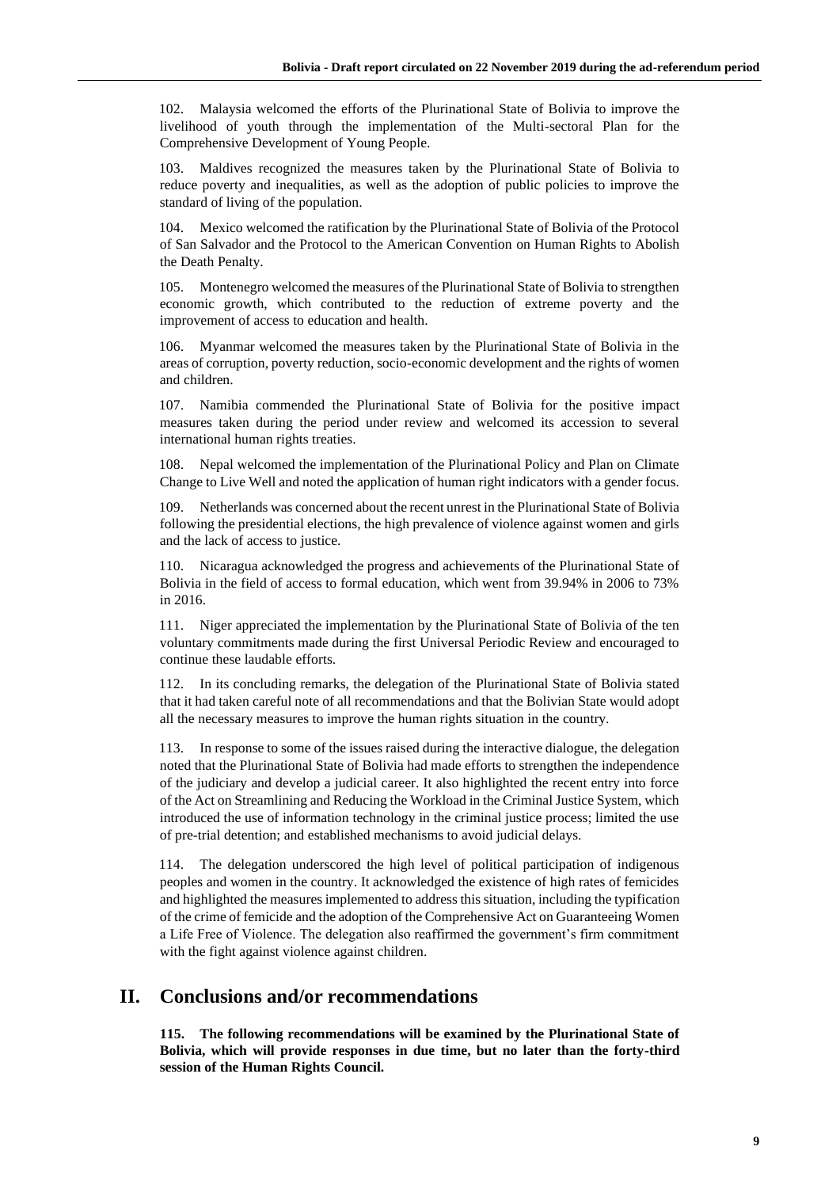102. Malaysia welcomed the efforts of the Plurinational State of Bolivia to improve the livelihood of youth through the implementation of the Multi-sectoral Plan for the Comprehensive Development of Young People.

103. Maldives recognized the measures taken by the Plurinational State of Bolivia to reduce poverty and inequalities, as well as the adoption of public policies to improve the standard of living of the population.

104. Mexico welcomed the ratification by the Plurinational State of Bolivia of the Protocol of San Salvador and the Protocol to the American Convention on Human Rights to Abolish the Death Penalty.

105. Montenegro welcomed the measures of the Plurinational State of Bolivia to strengthen economic growth, which contributed to the reduction of extreme poverty and the improvement of access to education and health.

106. Myanmar welcomed the measures taken by the Plurinational State of Bolivia in the areas of corruption, poverty reduction, socio-economic development and the rights of women and children.

107. Namibia commended the Plurinational State of Bolivia for the positive impact measures taken during the period under review and welcomed its accession to several international human rights treaties.

108. Nepal welcomed the implementation of the Plurinational Policy and Plan on Climate Change to Live Well and noted the application of human right indicators with a gender focus.

109. Netherlands was concerned about the recent unrest in the Plurinational State of Bolivia following the presidential elections, the high prevalence of violence against women and girls and the lack of access to justice.

110. Nicaragua acknowledged the progress and achievements of the Plurinational State of Bolivia in the field of access to formal education, which went from 39.94% in 2006 to 73% in 2016.

111. Niger appreciated the implementation by the Plurinational State of Bolivia of the ten voluntary commitments made during the first Universal Periodic Review and encouraged to continue these laudable efforts.

112. In its concluding remarks, the delegation of the Plurinational State of Bolivia stated that it had taken careful note of all recommendations and that the Bolivian State would adopt all the necessary measures to improve the human rights situation in the country.

113. In response to some of the issues raised during the interactive dialogue, the delegation noted that the Plurinational State of Bolivia had made efforts to strengthen the independence of the judiciary and develop a judicial career. It also highlighted the recent entry into force of the Act on Streamlining and Reducing the Workload in the Criminal Justice System, which introduced the use of information technology in the criminal justice process; limited the use of pre-trial detention; and established mechanisms to avoid judicial delays.

114. The delegation underscored the high level of political participation of indigenous peoples and women in the country. It acknowledged the existence of high rates of femicides and highlighted the measures implemented to address this situation, including the typification of the crime of femicide and the adoption of the Comprehensive Act on Guaranteeing Women a Life Free of Violence. The delegation also reaffirmed the government's firm commitment with the fight against violence against children.

# II. Conclusions and/or recommendations

**115. The following recommendations will be examined by the Plurinational State of Bolivia, which will provide responses in due time, but no later than the forty-third session of the Human Rights Council.**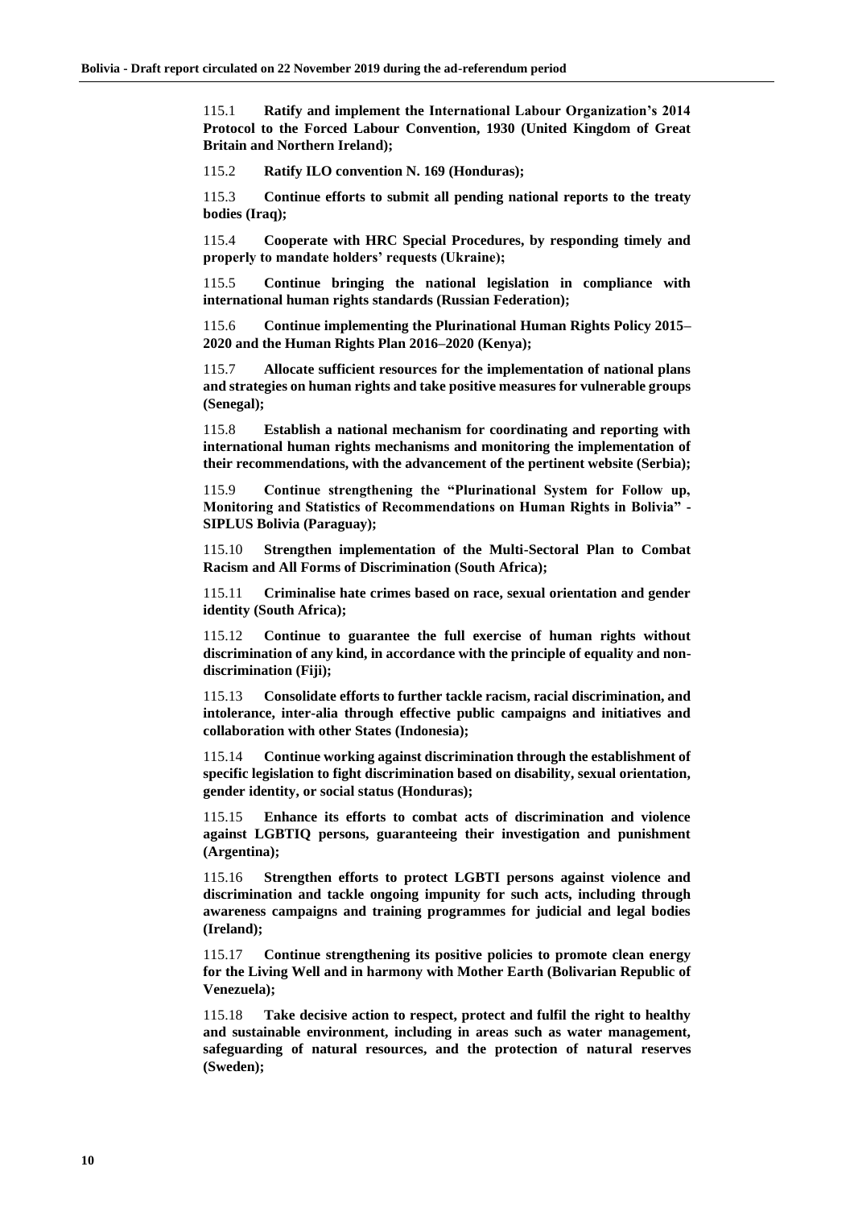115.1 **Ratify and implement the International Labour Organization's 2014 Protocol to the Forced Labour Convention, 1930 (United Kingdom of Great Britain and Northern Ireland);**

115.2 **Ratify ILO convention N. 169 (Honduras);**

115.3 **Continue efforts to submit all pending national reports to the treaty bodies (Iraq);**

115.4 **Cooperate with HRC Special Procedures, by responding timely and properly to mandate holders' requests (Ukraine);**

115.5 **Continue bringing the national legislation in compliance with international human rights standards (Russian Federation);**

115.6 **Continue implementing the Plurinational Human Rights Policy 2015–2020 and the Human Rights Plan 2016–2020 (Kenya);**

115.7 **Allocate sufficient resources for the implementation of national plans and strategies on human rights and take positive measures for vulnerable groups (Senegal);**

115.8 **Establish a national mechanism for coordinating and reporting with international human rights mechanisms and monitoring the implementation of their recommendations, with the advancement of the pertinent website (Serbia);**

115.9 **Continue strengthening the "Plurinational System for Follow up, Monitoring and Statistics of Recommendations on Human Rights in Bolivia" - SIPLUS Bolivia (Paraguay);**

115.10 **Strengthen implementation of the Multi-Sectoral Plan to Combat Racism and All Forms of Discrimination (South Africa);**

115.11 **Criminalise hate crimes based on race, sexual orientation and gender identity (South Africa);**

115.12 **Continue to guarantee the full exercise of human rights without discrimination of any kind, in accordance with the principle of equality and non-discrimination (Fiji);**

115.13 **Consolidate efforts to further tackle racism, racial discrimination, and intolerance, inter-alia through effective public campaigns and initiatives and collaboration with other States (Indonesia);**

115.14 **Continue working against discrimination through the establishment of specific legislation to fight discrimination based on disability, sexual orientation, gender identity, or social status (Honduras);**

115.15 **Enhance its efforts to combat acts of discrimination and violence against LGBTIQ persons, guaranteeing their investigation and punishment (Argentina);**

115.16 **Strengthen efforts to protect LGBTI persons against violence and discrimination and tackle ongoing impunity for such acts, including through awareness campaigns and training programmes for judicial and legal bodies (Ireland);**

115.17 **Continue strengthening its positive policies to promote clean energy for the Living Well and in harmony with Mother Earth (Bolivarian Republic of Venezuela);**

115.18 **Take decisive action to respect, protect and fulfil the right to healthy and sustainable environment, including in areas such as water management, safeguarding of natural resources, and the protection of natural reserves (Sweden);**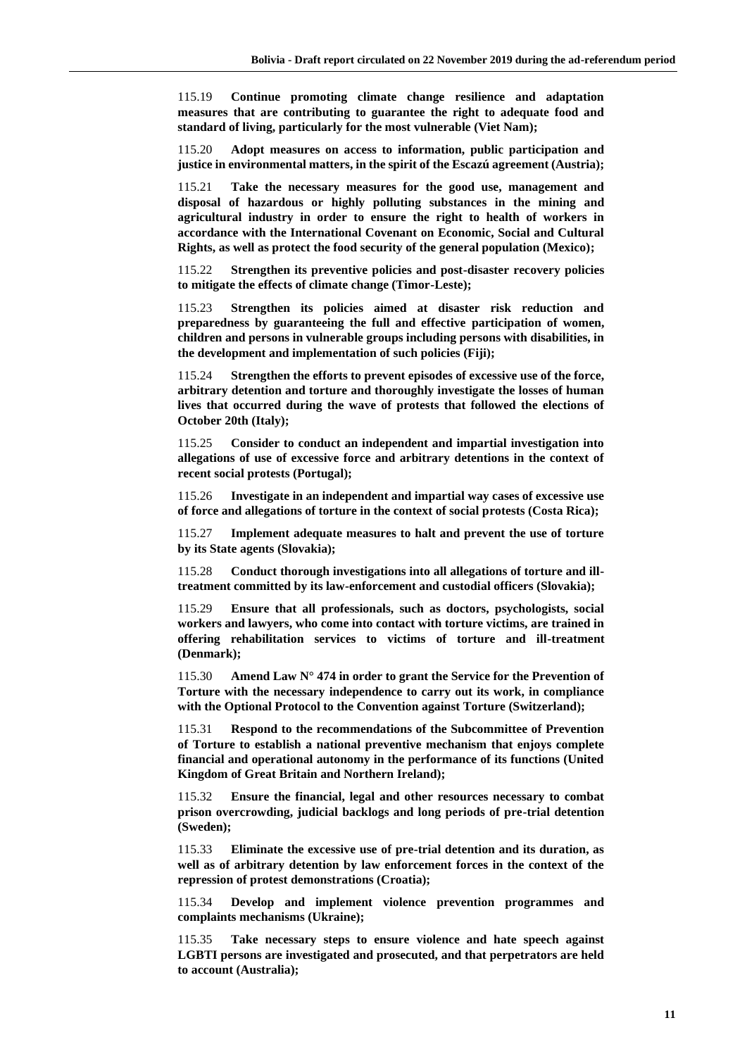115.19 **Continue promoting climate change resilience and adaptation measures that are contributing to guarantee the right to adequate food and standard of living, particularly for the most vulnerable (Viet Nam);**

115.20 **Adopt measures on access to information, public participation and justice in environmental matters, in the spirit of the Escazú agreement (Austria);**

115.21 **Take the necessary measures for the good use, management and disposal of hazardous or highly polluting substances in the mining and agricultural industry in order to ensure the right to health of workers in accordance with the International Covenant on Economic, Social and Cultural Rights, as well as protect the food security of the general population (Mexico);**

115.22 **Strengthen its preventive policies and post-disaster recovery policies to mitigate the effects of climate change (Timor-Leste);**

115.23 **Strengthen its policies aimed at disaster risk reduction and preparedness by guaranteeing the full and effective participation of women, children and persons in vulnerable groups including persons with disabilities, in the development and implementation of such policies (Fiji);**

115.24 **Strengthen the efforts to prevent episodes of excessive use of the force, arbitrary detention and torture and thoroughly investigate the losses of human lives that occurred during the wave of protests that followed the elections of October 20th (Italy);**

115.25 **Consider to conduct an independent and impartial investigation into allegations of use of excessive force and arbitrary detentions in the context of recent social protests (Portugal);**

115.26 **Investigate in an independent and impartial way cases of excessive use of force and allegations of torture in the context of social protests (Costa Rica);**

115.27 **Implement adequate measures to halt and prevent the use of torture by its State agents (Slovakia);**

115.28 **Conduct thorough investigations into all allegations of torture and ill-treatment committed by its law-enforcement and custodial officers (Slovakia);**

115.29 **Ensure that all professionals, such as doctors, psychologists, social workers and lawyers, who come into contact with torture victims, are trained in offering rehabilitation services to victims of torture and ill-treatment (Denmark);**

115.30 **Amend Law N° 474 in order to grant the Service for the Prevention of Torture with the necessary independence to carry out its work, in compliance with the Optional Protocol to the Convention against Torture (Switzerland);**

115.31 **Respond to the recommendations of the Subcommittee of Prevention of Torture to establish a national preventive mechanism that enjoys complete financial and operational autonomy in the performance of its functions (United Kingdom of Great Britain and Northern Ireland);**

115.32 **Ensure the financial, legal and other resources necessary to combat prison overcrowding, judicial backlogs and long periods of pre-trial detention (Sweden);**

115.33 **Eliminate the excessive use of pre-trial detention and its duration, as well as of arbitrary detention by law enforcement forces in the context of the repression of protest demonstrations (Croatia);**

115.34 **Develop and implement violence prevention programmes and complaints mechanisms (Ukraine);**

115.35 **Take necessary steps to ensure violence and hate speech against LGBTI persons are investigated and prosecuted, and that perpetrators are held to account (Australia);**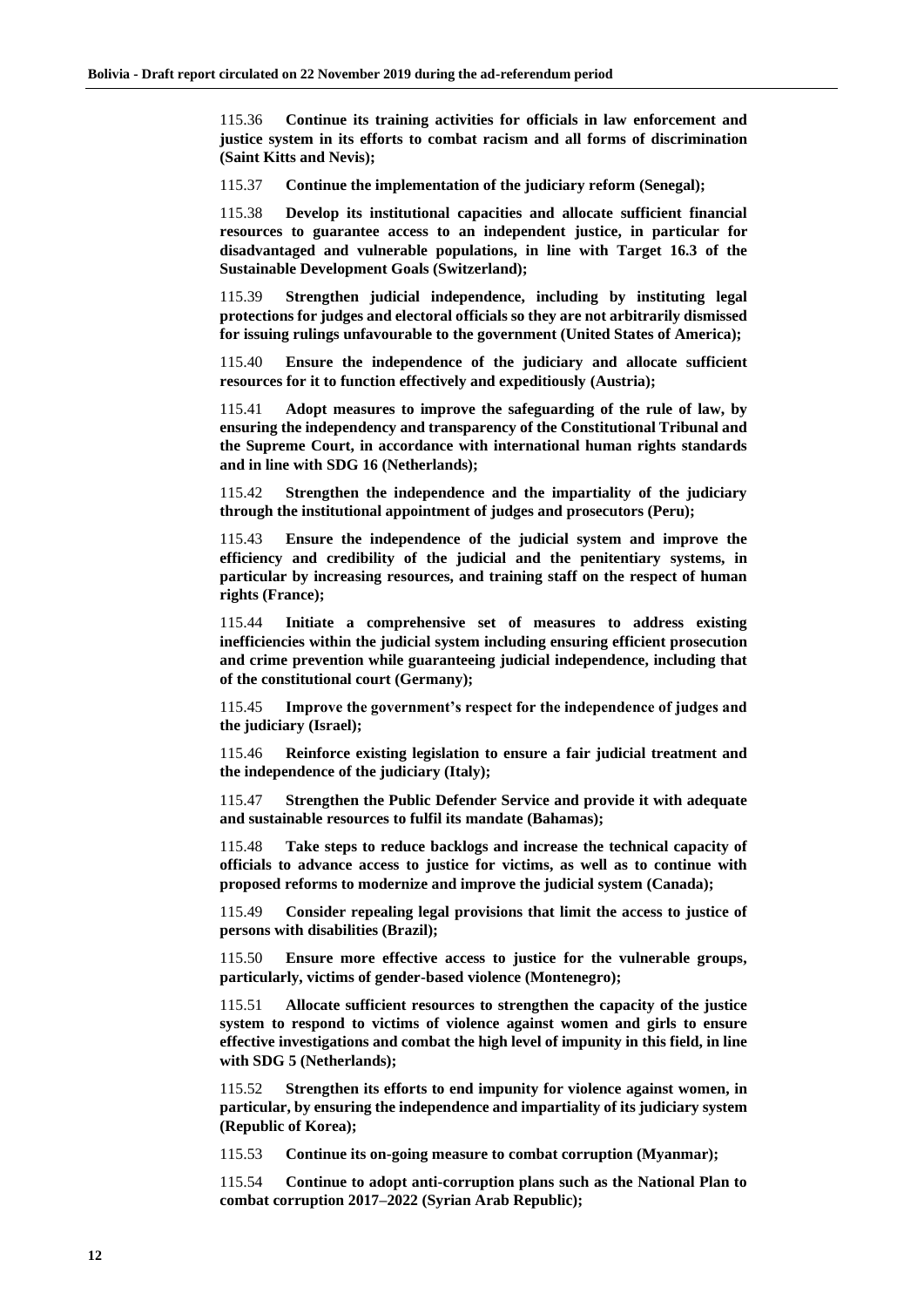115.36 **Continue its training activities for officials in law enforcement and justice system in its efforts to combat racism and all forms of discrimination (Saint Kitts and Nevis);**

115.37 **Continue the implementation of the judiciary reform (Senegal);**

115.38 **Develop its institutional capacities and allocate sufficient financial resources to guarantee access to an independent justice, in particular for disadvantaged and vulnerable populations, in line with Target 16.3 of the Sustainable Development Goals (Switzerland);**

115.39 **Strengthen judicial independence, including by instituting legal protections for judges and electoral officials so they are not arbitrarily dismissed for issuing rulings unfavourable to the government (United States of America);**

115.40 **Ensure the independence of the judiciary and allocate sufficient resources for it to function effectively and expeditiously (Austria);**

115.41 **Adopt measures to improve the safeguarding of the rule of law, by ensuring the independency and transparency of the Constitutional Tribunal and the Supreme Court, in accordance with international human rights standards and in line with SDG 16 (Netherlands);**

115.42 **Strengthen the independence and the impartiality of the judiciary through the institutional appointment of judges and prosecutors (Peru);**

115.43 **Ensure the independence of the judicial system and improve the efficiency and credibility of the judicial and the penitentiary systems, in particular by increasing resources, and training staff on the respect of human rights (France);**

115.44 **Initiate a comprehensive set of measures to address existing inefficiencies within the judicial system including ensuring efficient prosecution and crime prevention while guaranteeing judicial independence, including that of the constitutional court (Germany);**

115.45 **Improve the government's respect for the independence of judges and the judiciary (Israel);**

115.46 **Reinforce existing legislation to ensure a fair judicial treatment and the independence of the judiciary (Italy);**

115.47 **Strengthen the Public Defender Service and provide it with adequate and sustainable resources to fulfil its mandate (Bahamas);**

115.48 **Take steps to reduce backlogs and increase the technical capacity of officials to advance access to justice for victims, as well as to continue with proposed reforms to modernize and improve the judicial system (Canada);**

115.49 **Consider repealing legal provisions that limit the access to justice of persons with disabilities (Brazil);**

115.50 **Ensure more effective access to justice for the vulnerable groups, particularly, victims of gender-based violence (Montenegro);**

115.51 **Allocate sufficient resources to strengthen the capacity of the justice system to respond to victims of violence against women and girls to ensure effective investigations and combat the high level of impunity in this field, in line with SDG 5 (Netherlands);**

115.52 **Strengthen its efforts to end impunity for violence against women, in particular, by ensuring the independence and impartiality of its judiciary system (Republic of Korea);**

115.53 **Continue its on-going measure to combat corruption (Myanmar);**

115.54 **Continue to adopt anti-corruption plans such as the National Plan to combat corruption 2017–2022 (Syrian Arab Republic);**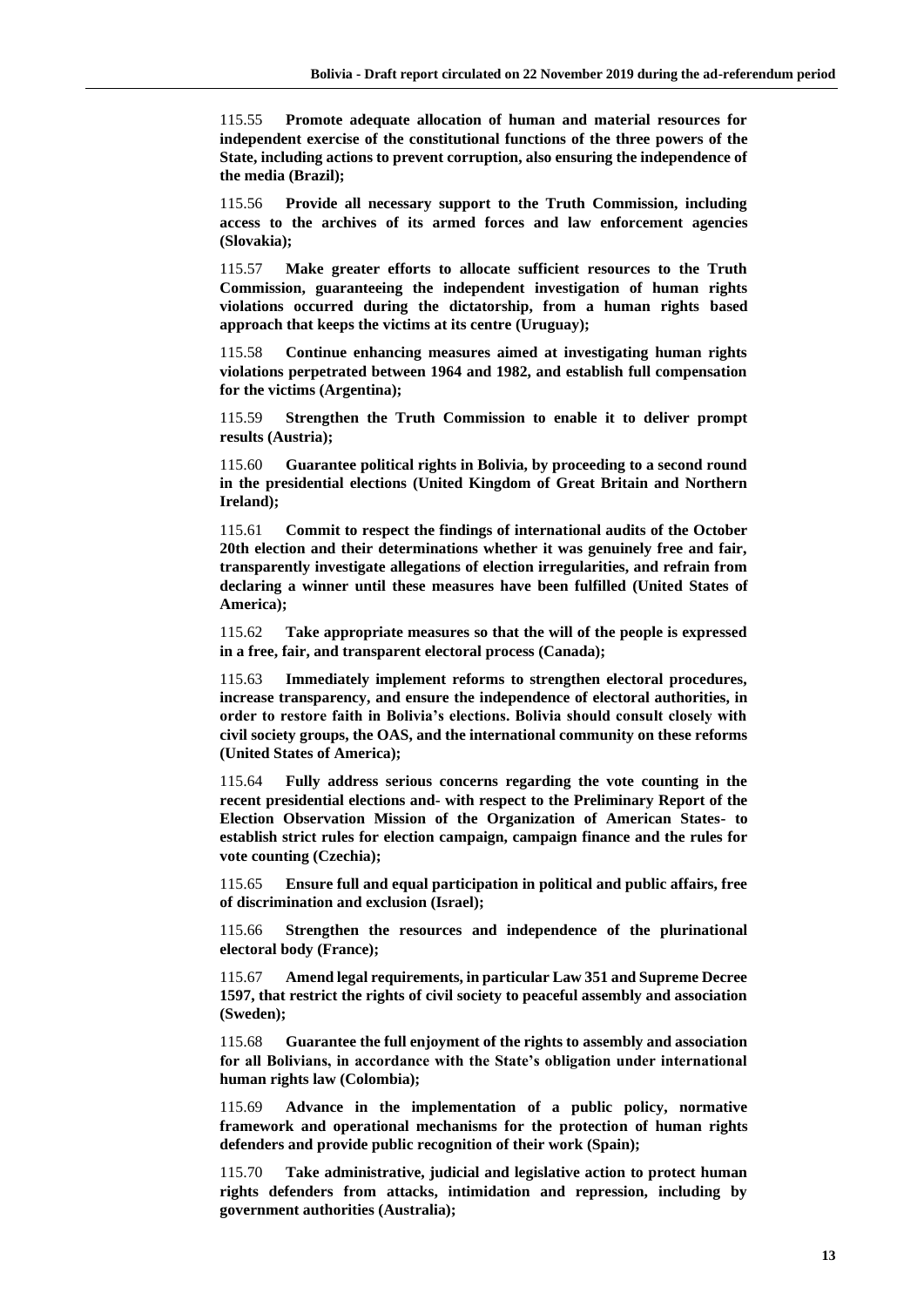115.55 **Promote adequate allocation of human and material resources for independent exercise of the constitutional functions of the three powers of the State, including actions to prevent corruption, also ensuring the independence of the media (Brazil);**

115.56 **Provide all necessary support to the Truth Commission, including access to the archives of its armed forces and law enforcement agencies (Slovakia);**

115.57 **Make greater efforts to allocate sufficient resources to the Truth Commission, guaranteeing the independent investigation of human rights violations occurred during the dictatorship, from a human rights based approach that keeps the victims at its centre (Uruguay);**

115.58 **Continue enhancing measures aimed at investigating human rights violations perpetrated between 1964 and 1982, and establish full compensation for the victims (Argentina);**

115.59 **Strengthen the Truth Commission to enable it to deliver prompt results (Austria);**

115.60 **Guarantee political rights in Bolivia, by proceeding to a second round in the presidential elections (United Kingdom of Great Britain and Northern Ireland);**

115.61 **Commit to respect the findings of international audits of the October 20th election and their determinations whether it was genuinely free and fair, transparently investigate allegations of election irregularities, and refrain from declaring a winner until these measures have been fulfilled (United States of America);**

115.62 **Take appropriate measures so that the will of the people is expressed in a free, fair, and transparent electoral process (Canada);**

115.63 **Immediately implement reforms to strengthen electoral procedures, increase transparency, and ensure the independence of electoral authorities, in order to restore faith in Bolivia's elections. Bolivia should consult closely with civil society groups, the OAS, and the international community on these reforms (United States of America);**

115.64 **Fully address serious concerns regarding the vote counting in the recent presidential elections and- with respect to the Preliminary Report of the Election Observation Mission of the Organization of American States- to establish strict rules for election campaign, campaign finance and the rules for vote counting (Czechia);**

115.65 **Ensure full and equal participation in political and public affairs, free of discrimination and exclusion (Israel);**

115.66 **Strengthen the resources and independence of the plurinational electoral body (France);**

115.67 **Amend legal requirements, in particular Law 351 and Supreme Decree 1597, that restrict the rights of civil society to peaceful assembly and association (Sweden);**

115.68 **Guarantee the full enjoyment of the rights to assembly and association for all Bolivians, in accordance with the State's obligation under international human rights law (Colombia);**

115.69 **Advance in the implementation of a public policy, normative framework and operational mechanisms for the protection of human rights defenders and provide public recognition of their work (Spain);**

115.70 **Take administrative, judicial and legislative action to protect human rights defenders from attacks, intimidation and repression, including by government authorities (Australia);**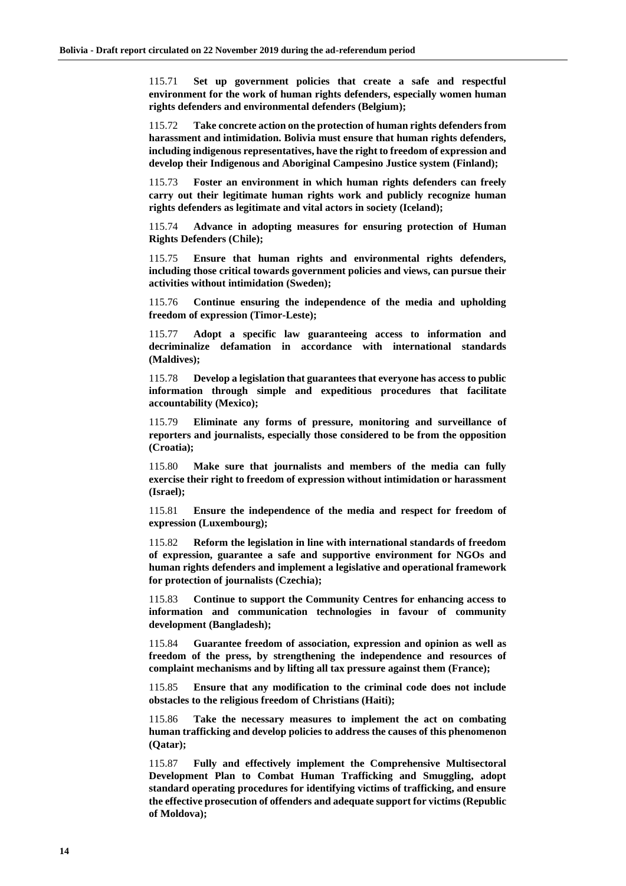115.71 **Set up government policies that create a safe and respectful environment for the work of human rights defenders, especially women human rights defenders and environmental defenders (Belgium);**

115.72 **Take concrete action on the protection of human rights defenders from harassment and intimidation. Bolivia must ensure that human rights defenders, including indigenous representatives, have the right to freedom of expression and develop their Indigenous and Aboriginal Campesino Justice system (Finland);**

115.73 **Foster an environment in which human rights defenders can freely carry out their legitimate human rights work and publicly recognize human rights defenders as legitimate and vital actors in society (Iceland);**

115.74 **Advance in adopting measures for ensuring protection of Human Rights Defenders (Chile);**

115.75 **Ensure that human rights and environmental rights defenders, including those critical towards government policies and views, can pursue their activities without intimidation (Sweden);**

115.76 **Continue ensuring the independence of the media and upholding freedom of expression (Timor-Leste);**

115.77 **Adopt a specific law guaranteeing access to information and decriminalize defamation in accordance with international standards (Maldives);**

115.78 **Develop a legislation that guarantees that everyone has access to public information through simple and expeditious procedures that facilitate accountability (Mexico);**

115.79 **Eliminate any forms of pressure, monitoring and surveillance of reporters and journalists, especially those considered to be from the opposition (Croatia);**

115.80 **Make sure that journalists and members of the media can fully exercise their right to freedom of expression without intimidation or harassment (Israel);**

115.81 **Ensure the independence of the media and respect for freedom of expression (Luxembourg);**

115.82 **Reform the legislation in line with international standards of freedom of expression, guarantee a safe and supportive environment for NGOs and human rights defenders and implement a legislative and operational framework for protection of journalists (Czechia);**

115.83 **Continue to support the Community Centres for enhancing access to information and communication technologies in favour of community development (Bangladesh);**

115.84 **Guarantee freedom of association, expression and opinion as well as freedom of the press, by strengthening the independence and resources of complaint mechanisms and by lifting all tax pressure against them (France);**

115.85 **Ensure that any modification to the criminal code does not include obstacles to the religious freedom of Christians (Haiti);**

115.86 **Take the necessary measures to implement the act on combating human trafficking and develop policies to address the causes of this phenomenon (Qatar);**

115.87 **Fully and effectively implement the Comprehensive Multisectoral Development Plan to Combat Human Trafficking and Smuggling, adopt standard operating procedures for identifying victims of trafficking, and ensure the effective prosecution of offenders and adequate support for victims (Republic of Moldova);**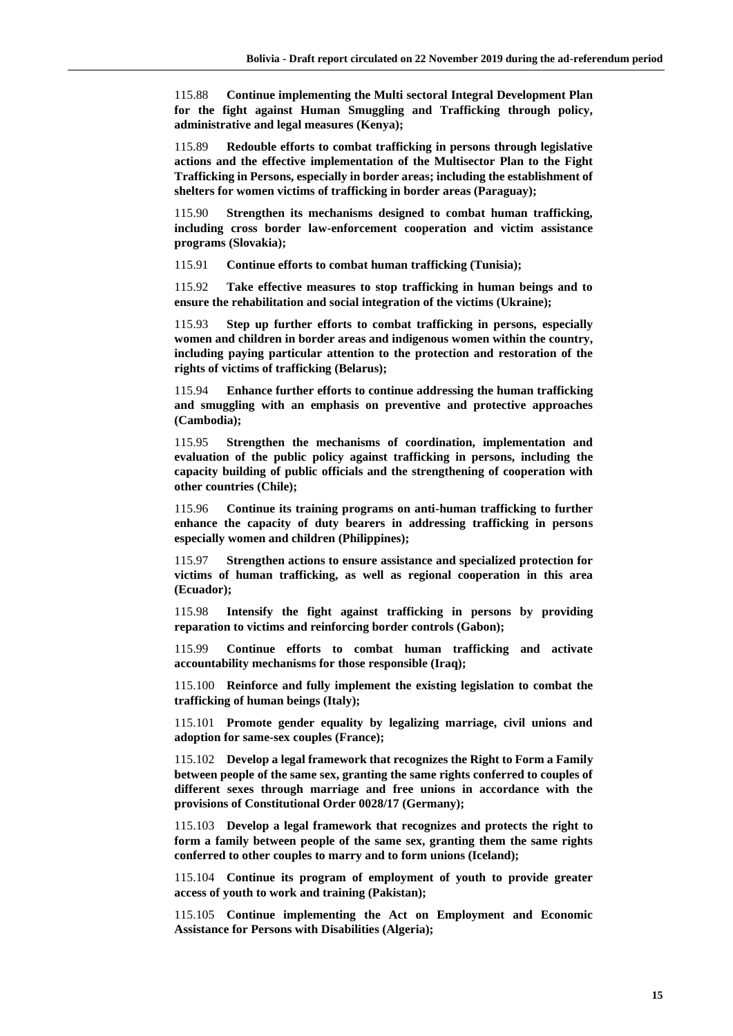115.88 **Continue implementing the Multi sectoral Integral Development Plan for the fight against Human Smuggling and Trafficking through policy, administrative and legal measures (Kenya);**

115.89 **Redouble efforts to combat trafficking in persons through legislative actions and the effective implementation of the Multisector Plan to the Fight Trafficking in Persons, especially in border areas; including the establishment of shelters for women victims of trafficking in border areas (Paraguay);**

115.90 **Strengthen its mechanisms designed to combat human trafficking, including cross border law-enforcement cooperation and victim assistance programs (Slovakia);**

115.91 **Continue efforts to combat human trafficking (Tunisia);**

115.92 **Take effective measures to stop trafficking in human beings and to ensure the rehabilitation and social integration of the victims (Ukraine);**

115.93 **Step up further efforts to combat trafficking in persons, especially women and children in border areas and indigenous women within the country, including paying particular attention to the protection and restoration of the rights of victims of trafficking (Belarus);**

115.94 **Enhance further efforts to continue addressing the human trafficking and smuggling with an emphasis on preventive and protective approaches (Cambodia);**

115.95 **Strengthen the mechanisms of coordination, implementation and evaluation of the public policy against trafficking in persons, including the capacity building of public officials and the strengthening of cooperation with other countries (Chile);**

115.96 **Continue its training programs on anti-human trafficking to further enhance the capacity of duty bearers in addressing trafficking in persons especially women and children (Philippines);**

115.97 **Strengthen actions to ensure assistance and specialized protection for victims of human trafficking, as well as regional cooperation in this area (Ecuador);**

115.98 **Intensify the fight against trafficking in persons by providing reparation to victims and reinforcing border controls (Gabon);**

115.99 **Continue efforts to combat human trafficking and activate accountability mechanisms for those responsible (Iraq);**

115.100 **Reinforce and fully implement the existing legislation to combat the trafficking of human beings (Italy);**

115.101 **Promote gender equality by legalizing marriage, civil unions and adoption for same-sex couples (France);**

115.102 **Develop a legal framework that recognizes the Right to Form a Family between people of the same sex, granting the same rights conferred to couples of different sexes through marriage and free unions in accordance with the provisions of Constitutional Order 0028/17 (Germany);**

115.103 **Develop a legal framework that recognizes and protects the right to form a family between people of the same sex, granting them the same rights conferred to other couples to marry and to form unions (Iceland);**

115.104 **Continue its program of employment of youth to provide greater access of youth to work and training (Pakistan);**

115.105 **Continue implementing the Act on Employment and Economic Assistance for Persons with Disabilities (Algeria);**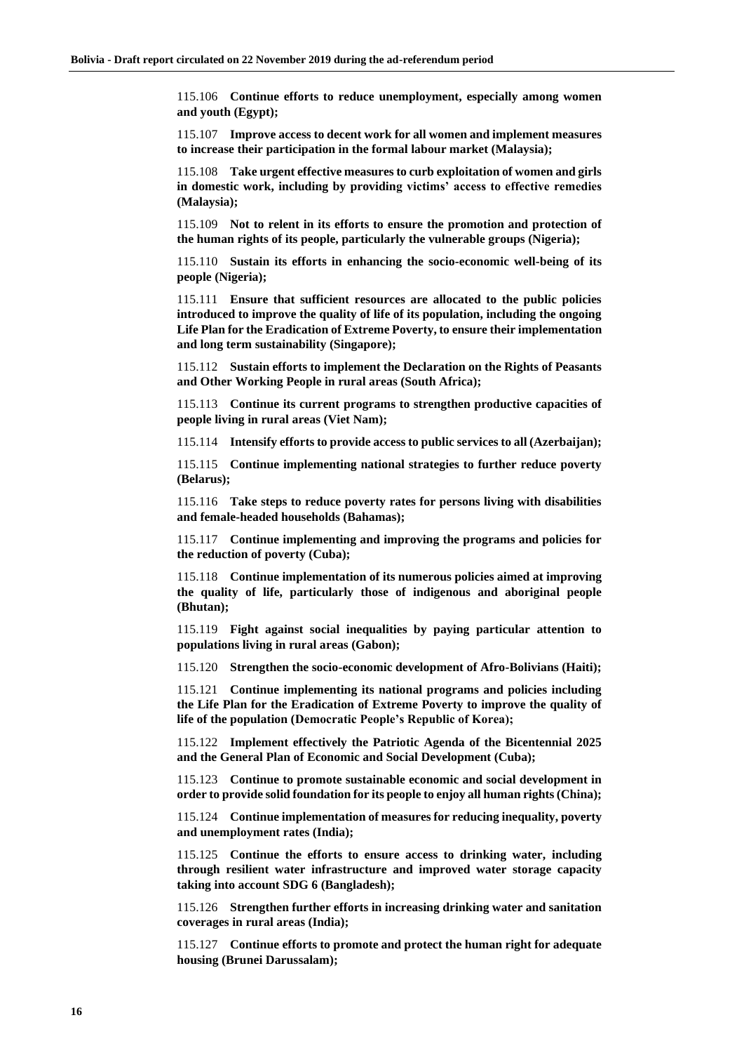115.106 **Continue efforts to reduce unemployment, especially among women and youth (Egypt);**

115.107 **Improve access to decent work for all women and implement measures to increase their participation in the formal labour market (Malaysia);**

115.108 **Take urgent effective measures to curb exploitation of women and girls in domestic work, including by providing victims' access to effective remedies (Malaysia);**

115.109 **Not to relent in its efforts to ensure the promotion and protection of the human rights of its people, particularly the vulnerable groups (Nigeria);**

115.110 **Sustain its efforts in enhancing the socio-economic well-being of its people (Nigeria);**

115.111 **Ensure that sufficient resources are allocated to the public policies introduced to improve the quality of life of its population, including the ongoing Life Plan for the Eradication of Extreme Poverty, to ensure their implementation and long term sustainability (Singapore);**

115.112 **Sustain efforts to implement the Declaration on the Rights of Peasants and Other Working People in rural areas (South Africa);**

115.113 **Continue its current programs to strengthen productive capacities of people living in rural areas (Viet Nam);**

115.114 **Intensify efforts to provide access to public services to all (Azerbaijan);**

115.115 **Continue implementing national strategies to further reduce poverty (Belarus);**

115.116 **Take steps to reduce poverty rates for persons living with disabilities and female-headed households (Bahamas);**

115.117 **Continue implementing and improving the programs and policies for the reduction of poverty (Cuba);**

115.118 **Continue implementation of its numerous policies aimed at improving the quality of life, particularly those of indigenous and aboriginal people (Bhutan);**

115.119 **Fight against social inequalities by paying particular attention to populations living in rural areas (Gabon);**

115.120 **Strengthen the socio-economic development of Afro-Bolivians (Haiti);**

115.121 **Continue implementing its national programs and policies including the Life Plan for the Eradication of Extreme Poverty to improve the quality of life of the population (Democratic People's Republic of Korea);**

115.122 **Implement effectively the Patriotic Agenda of the Bicentennial 2025 and the General Plan of Economic and Social Development (Cuba);**

115.123 **Continue to promote sustainable economic and social development in order to provide solid foundation for its people to enjoy all human rights (China);**

115.124 **Continue implementation of measures for reducing inequality, poverty and unemployment rates (India);**

115.125 **Continue the efforts to ensure access to drinking water, including through resilient water infrastructure and improved water storage capacity taking into account SDG 6 (Bangladesh);**

115.126 **Strengthen further efforts in increasing drinking water and sanitation coverages in rural areas (India);**

115.127 **Continue efforts to promote and protect the human right for adequate housing (Brunei Darussalam);**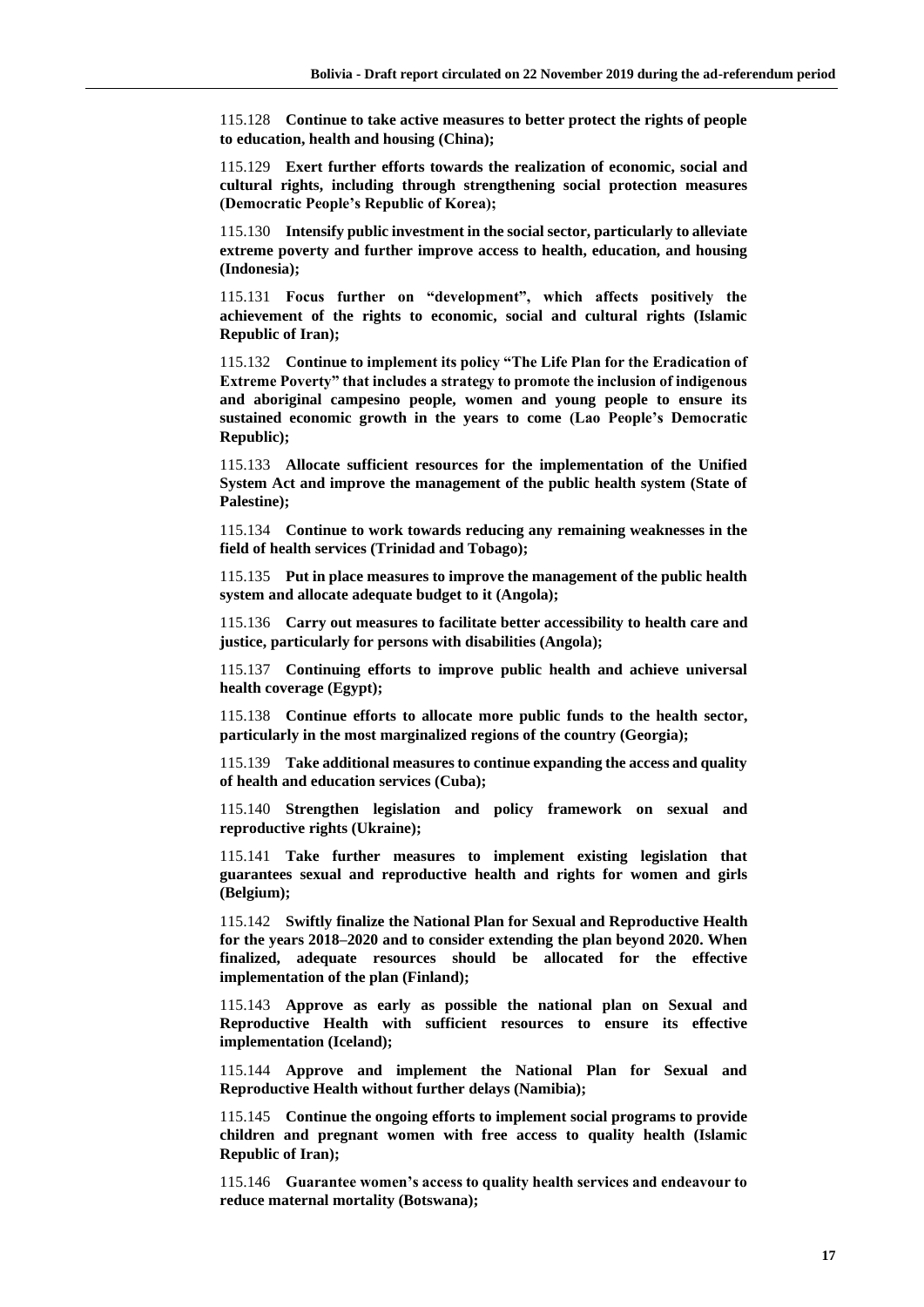115.128 **Continue to take active measures to better protect the rights of people to education, health and housing (China);**

115.129 **Exert further efforts towards the realization of economic, social and cultural rights, including through strengthening social protection measures (Democratic People's Republic of Korea);**

115.130 **Intensify public investment in the social sector, particularly to alleviate extreme poverty and further improve access to health, education, and housing (Indonesia);**

115.131 **Focus further on "development", which affects positively the achievement of the rights to economic, social and cultural rights (Islamic Republic of Iran);**

115.132 **Continue to implement its policy "The Life Plan for the Eradication of Extreme Poverty" that includes a strategy to promote the inclusion of indigenous and aboriginal campesino people, women and young people to ensure its sustained economic growth in the years to come (Lao People's Democratic Republic);**

115.133 **Allocate sufficient resources for the implementation of the Unified System Act and improve the management of the public health system (State of Palestine);**

115.134 **Continue to work towards reducing any remaining weaknesses in the field of health services (Trinidad and Tobago);**

115.135 **Put in place measures to improve the management of the public health system and allocate adequate budget to it (Angola);**

115.136 **Carry out measures to facilitate better accessibility to health care and justice, particularly for persons with disabilities (Angola);**

115.137 **Continuing efforts to improve public health and achieve universal health coverage (Egypt);**

115.138 **Continue efforts to allocate more public funds to the health sector, particularly in the most marginalized regions of the country (Georgia);**

115.139 **Take additional measures to continue expanding the access and quality of health and education services (Cuba);**

115.140 **Strengthen legislation and policy framework on sexual and reproductive rights (Ukraine);**

115.141 **Take further measures to implement existing legislation that guarantees sexual and reproductive health and rights for women and girls (Belgium);**

115.142 **Swiftly finalize the National Plan for Sexual and Reproductive Health for the years 2018–2020 and to consider extending the plan beyond 2020. When finalized, adequate resources should be allocated for the effective implementation of the plan (Finland);**

115.143 **Approve as early as possible the national plan on Sexual and Reproductive Health with sufficient resources to ensure its effective implementation (Iceland);**

115.144 **Approve and implement the National Plan for Sexual and Reproductive Health without further delays (Namibia);**

115.145 **Continue the ongoing efforts to implement social programs to provide children and pregnant women with free access to quality health (Islamic Republic of Iran);**

115.146 **Guarantee women's access to quality health services and endeavour to reduce maternal mortality (Botswana);**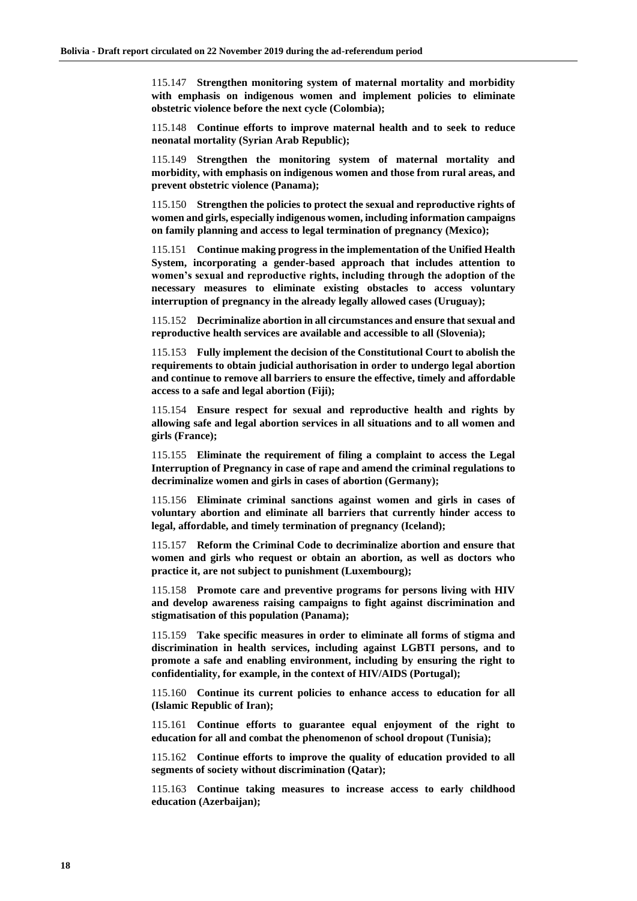115.147 **Strengthen monitoring system of maternal mortality and morbidity with emphasis on indigenous women and implement policies to eliminate obstetric violence before the next cycle (Colombia);**

115.148 **Continue efforts to improve maternal health and to seek to reduce neonatal mortality (Syrian Arab Republic);**

115.149 **Strengthen the monitoring system of maternal mortality and morbidity, with emphasis on indigenous women and those from rural areas, and prevent obstetric violence (Panama);**

115.150 **Strengthen the policies to protect the sexual and reproductive rights of women and girls, especially indigenous women, including information campaigns on family planning and access to legal termination of pregnancy (Mexico);**

115.151 **Continue making progress in the implementation of the Unified Health System, incorporating a gender-based approach that includes attention to women's sexual and reproductive rights, including through the adoption of the necessary measures to eliminate existing obstacles to access voluntary interruption of pregnancy in the already legally allowed cases (Uruguay);**

115.152 **Decriminalize abortion in all circumstances and ensure that sexual and reproductive health services are available and accessible to all (Slovenia);**

115.153 **Fully implement the decision of the Constitutional Court to abolish the requirements to obtain judicial authorisation in order to undergo legal abortion and continue to remove all barriers to ensure the effective, timely and affordable access to a safe and legal abortion (Fiji);**

115.154 **Ensure respect for sexual and reproductive health and rights by allowing safe and legal abortion services in all situations and to all women and girls (France);**

115.155 **Eliminate the requirement of filing a complaint to access the Legal Interruption of Pregnancy in case of rape and amend the criminal regulations to decriminalize women and girls in cases of abortion (Germany);**

115.156 **Eliminate criminal sanctions against women and girls in cases of voluntary abortion and eliminate all barriers that currently hinder access to legal, affordable, and timely termination of pregnancy (Iceland);**

115.157 **Reform the Criminal Code to decriminalize abortion and ensure that women and girls who request or obtain an abortion, as well as doctors who practice it, are not subject to punishment (Luxembourg);**

115.158 **Promote care and preventive programs for persons living with HIV and develop awareness raising campaigns to fight against discrimination and stigmatisation of this population (Panama);**

115.159 **Take specific measures in order to eliminate all forms of stigma and discrimination in health services, including against LGBTI persons, and to promote a safe and enabling environment, including by ensuring the right to confidentiality, for example, in the context of HIV/AIDS (Portugal);**

115.160 **Continue its current policies to enhance access to education for all (Islamic Republic of Iran);**

115.161 **Continue efforts to guarantee equal enjoyment of the right to education for all and combat the phenomenon of school dropout (Tunisia);**

115.162 **Continue efforts to improve the quality of education provided to all segments of society without discrimination (Qatar);**

115.163 **Continue taking measures to increase access to early childhood education (Azerbaijan);**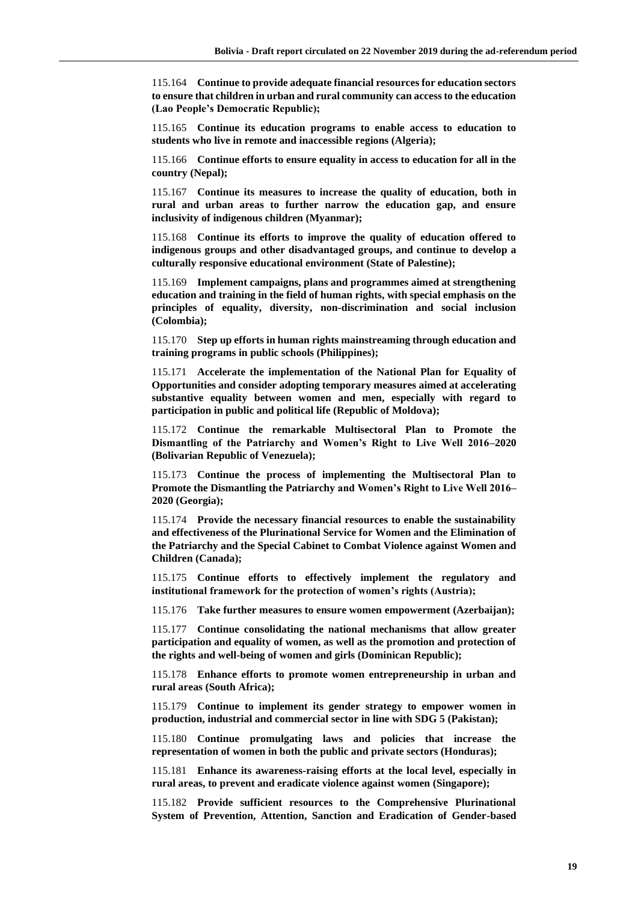115.164 **Continue to provide adequate financial resources for education sectors to ensure that children in urban and rural community can access to the education (Lao People's Democratic Republic);**

115.165 **Continue its education programs to enable access to education to students who live in remote and inaccessible regions (Algeria);**

115.166 **Continue efforts to ensure equality in access to education for all in the country (Nepal);**

115.167 **Continue its measures to increase the quality of education, both in rural and urban areas to further narrow the education gap, and ensure inclusivity of indigenous children (Myanmar);**

115.168 **Continue its efforts to improve the quality of education offered to indigenous groups and other disadvantaged groups, and continue to develop a culturally responsive educational environment (State of Palestine);**

115.169 **Implement campaigns, plans and programmes aimed at strengthening education and training in the field of human rights, with special emphasis on the principles of equality, diversity, non-discrimination and social inclusion (Colombia);**

115.170 **Step up efforts in human rights mainstreaming through education and training programs in public schools (Philippines);**

115.171 **Accelerate the implementation of the National Plan for Equality of Opportunities and consider adopting temporary measures aimed at accelerating substantive equality between women and men, especially with regard to participation in public and political life (Republic of Moldova);**

115.172 **Continue the remarkable Multisectoral Plan to Promote the Dismantling of the Patriarchy and Women's Right to Live Well 2016–2020 (Bolivarian Republic of Venezuela);**

115.173 **Continue the process of implementing the Multisectoral Plan to Promote the Dismantling the Patriarchy and Women's Right to Live Well 2016–2020 (Georgia);**

115.174 **Provide the necessary financial resources to enable the sustainability and effectiveness of the Plurinational Service for Women and the Elimination of the Patriarchy and the Special Cabinet to Combat Violence against Women and Children (Canada);**

115.175 **Continue efforts to effectively implement the regulatory and institutional framework for the protection of women's rights (Austria);**

115.176 **Take further measures to ensure women empowerment (Azerbaijan);**

115.177 **Continue consolidating the national mechanisms that allow greater participation and equality of women, as well as the promotion and protection of the rights and well-being of women and girls (Dominican Republic);**

115.178 **Enhance efforts to promote women entrepreneurship in urban and rural areas (South Africa);**

115.179 **Continue to implement its gender strategy to empower women in production, industrial and commercial sector in line with SDG 5 (Pakistan);**

115.180 **Continue promulgating laws and policies that increase the representation of women in both the public and private sectors (Honduras);**

115.181 **Enhance its awareness-raising efforts at the local level, especially in rural areas, to prevent and eradicate violence against women (Singapore);**

115.182 **Provide sufficient resources to the Comprehensive Plurinational System of Prevention, Attention, Sanction and Eradication of Gender-based**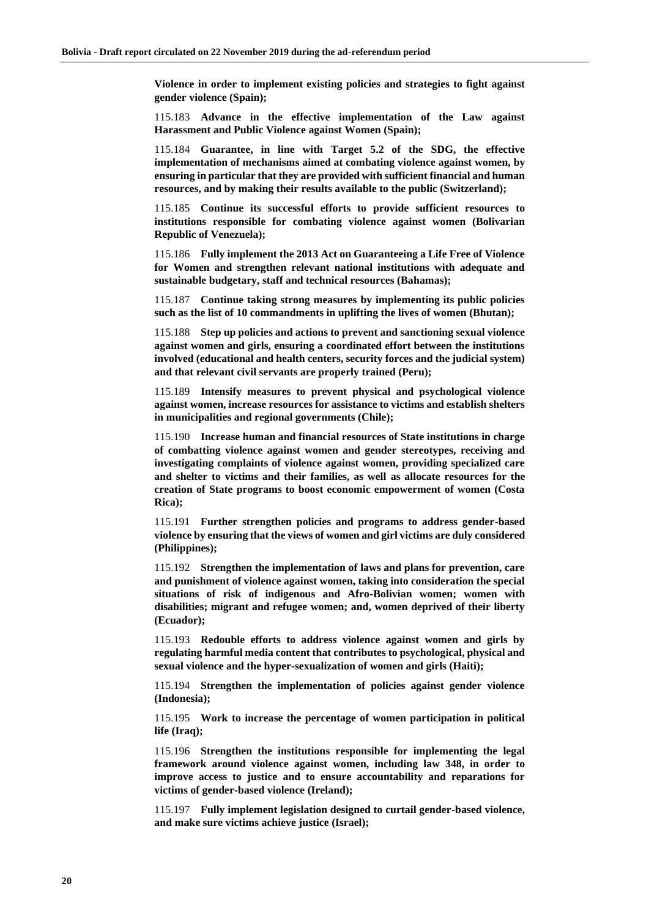**Violence in order to implement existing policies and strategies to fight against gender violence (Spain);**

115.183 **Advance in the effective implementation of the Law against Harassment and Public Violence against Women (Spain);**

115.184 **Guarantee, in line with Target 5.2 of the SDG, the effective implementation of mechanisms aimed at combating violence against women, by ensuring in particular that they are provided with sufficient financial and human resources, and by making their results available to the public (Switzerland);**

115.185 **Continue its successful efforts to provide sufficient resources to institutions responsible for combating violence against women (Bolivarian Republic of Venezuela);**

115.186 **Fully implement the 2013 Act on Guaranteeing a Life Free of Violence for Women and strengthen relevant national institutions with adequate and sustainable budgetary, staff and technical resources (Bahamas);**

115.187 **Continue taking strong measures by implementing its public policies such as the list of 10 commandments in uplifting the lives of women (Bhutan);**

115.188 **Step up policies and actions to prevent and sanctioning sexual violence against women and girls, ensuring a coordinated effort between the institutions involved (educational and health centers, security forces and the judicial system) and that relevant civil servants are properly trained (Peru);**

115.189 **Intensify measures to prevent physical and psychological violence against women, increase resources for assistance to victims and establish shelters in municipalities and regional governments (Chile);**

115.190 **Increase human and financial resources of State institutions in charge of combatting violence against women and gender stereotypes, receiving and investigating complaints of violence against women, providing specialized care and shelter to victims and their families, as well as allocate resources for the creation of State programs to boost economic empowerment of women (Costa Rica);**

115.191 **Further strengthen policies and programs to address gender-based violence by ensuring that the views of women and girl victims are duly considered (Philippines);**

115.192 **Strengthen the implementation of laws and plans for prevention, care and punishment of violence against women, taking into consideration the special situations of risk of indigenous and Afro-Bolivian women; women with disabilities; migrant and refugee women; and, women deprived of their liberty (Ecuador);**

115.193 **Redouble efforts to address violence against women and girls by regulating harmful media content that contributes to psychological, physical and sexual violence and the hyper-sexualization of women and girls (Haiti);**

115.194 **Strengthen the implementation of policies against gender violence (Indonesia);**

115.195 **Work to increase the percentage of women participation in political life (Iraq);**

115.196 **Strengthen the institutions responsible for implementing the legal framework around violence against women, including law 348, in order to improve access to justice and to ensure accountability and reparations for victims of gender-based violence (Ireland);**

115.197 **Fully implement legislation designed to curtail gender-based violence, and make sure victims achieve justice (Israel);**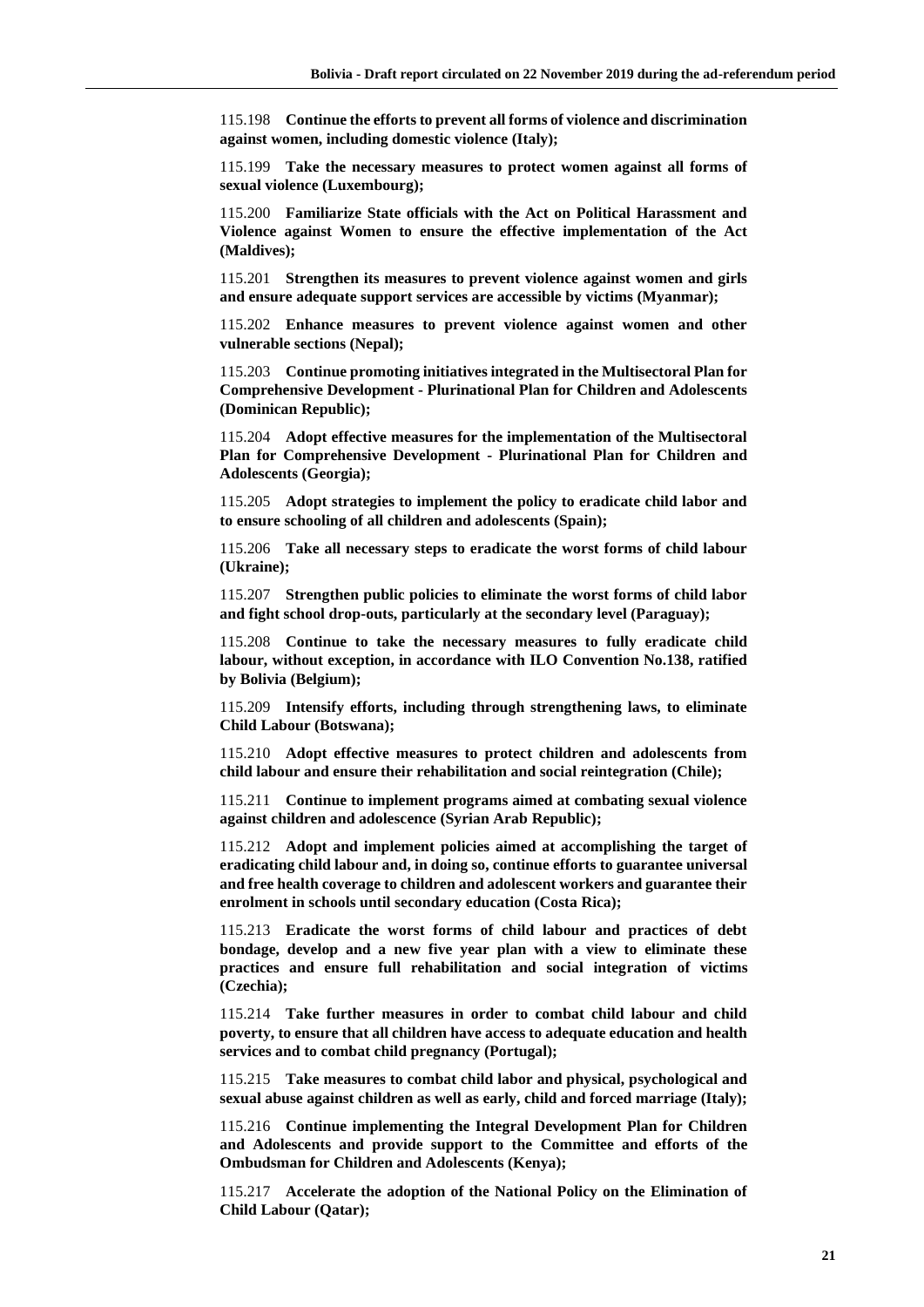115.198 **Continue the efforts to prevent all forms of violence and discrimination against women, including domestic violence (Italy);**

115.199 **Take the necessary measures to protect women against all forms of sexual violence (Luxembourg);**

115.200 **Familiarize State officials with the Act on Political Harassment and Violence against Women to ensure the effective implementation of the Act (Maldives);**

115.201 **Strengthen its measures to prevent violence against women and girls and ensure adequate support services are accessible by victims (Myanmar);**

115.202 **Enhance measures to prevent violence against women and other vulnerable sections (Nepal);**

115.203 **Continue promoting initiatives integrated in the Multisectoral Plan for Comprehensive Development - Plurinational Plan for Children and Adolescents (Dominican Republic);**

115.204 **Adopt effective measures for the implementation of the Multisectoral Plan for Comprehensive Development - Plurinational Plan for Children and Adolescents (Georgia);**

115.205 **Adopt strategies to implement the policy to eradicate child labor and to ensure schooling of all children and adolescents (Spain);**

115.206 **Take all necessary steps to eradicate the worst forms of child labour (Ukraine);**

115.207 **Strengthen public policies to eliminate the worst forms of child labor and fight school drop-outs, particularly at the secondary level (Paraguay);**

115.208 **Continue to take the necessary measures to fully eradicate child labour, without exception, in accordance with ILO Convention No.138, ratified by Bolivia (Belgium);**

115.209 **Intensify efforts, including through strengthening laws, to eliminate Child Labour (Botswana);**

115.210 **Adopt effective measures to protect children and adolescents from child labour and ensure their rehabilitation and social reintegration (Chile);**

115.211 **Continue to implement programs aimed at combating sexual violence against children and adolescence (Syrian Arab Republic);**

115.212 **Adopt and implement policies aimed at accomplishing the target of eradicating child labour and, in doing so, continue efforts to guarantee universal and free health coverage to children and adolescent workers and guarantee their enrolment in schools until secondary education (Costa Rica);**

115.213 **Eradicate the worst forms of child labour and practices of debt bondage, develop and a new five year plan with a view to eliminate these practices and ensure full rehabilitation and social integration of victims (Czechia);**

115.214 **Take further measures in order to combat child labour and child poverty, to ensure that all children have access to adequate education and health services and to combat child pregnancy (Portugal);**

115.215 **Take measures to combat child labor and physical, psychological and sexual abuse against children as well as early, child and forced marriage (Italy);**

115.216 **Continue implementing the Integral Development Plan for Children and Adolescents and provide support to the Committee and efforts of the Ombudsman for Children and Adolescents (Kenya);**

115.217 **Accelerate the adoption of the National Policy on the Elimination of Child Labour (Qatar);**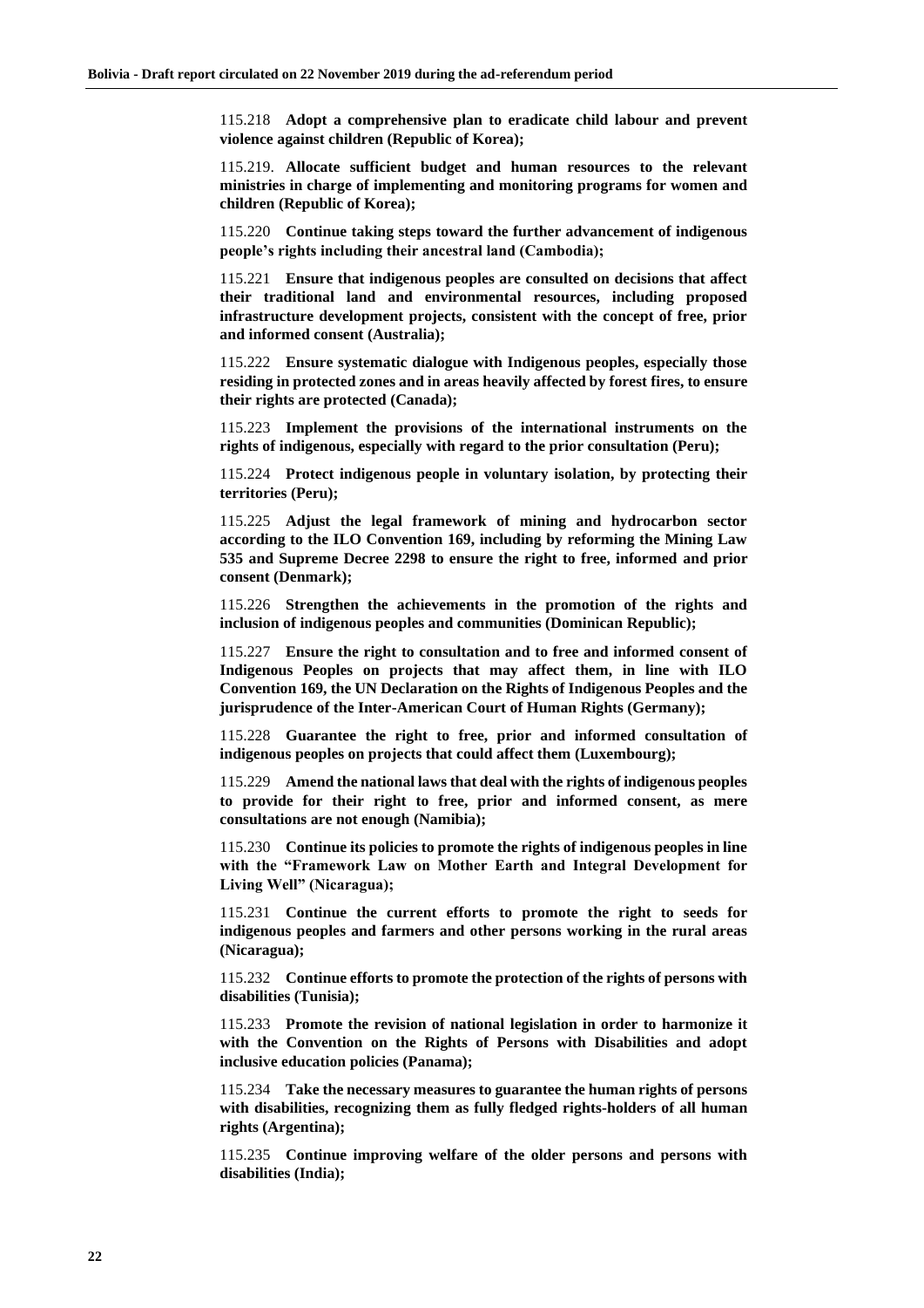115.218 **Adopt a comprehensive plan to eradicate child labour and prevent violence against children (Republic of Korea);**

115.219. **Allocate sufficient budget and human resources to the relevant ministries in charge of implementing and monitoring programs for women and children (Republic of Korea);**

115.220 **Continue taking steps toward the further advancement of indigenous people's rights including their ancestral land (Cambodia);**

115.221 **Ensure that indigenous peoples are consulted on decisions that affect their traditional land and environmental resources, including proposed infrastructure development projects, consistent with the concept of free, prior and informed consent (Australia);**

115.222 **Ensure systematic dialogue with Indigenous peoples, especially those residing in protected zones and in areas heavily affected by forest fires, to ensure their rights are protected (Canada);**

115.223 **Implement the provisions of the international instruments on the rights of indigenous, especially with regard to the prior consultation (Peru);**

115.224 **Protect indigenous people in voluntary isolation, by protecting their territories (Peru);**

115.225 **Adjust the legal framework of mining and hydrocarbon sector according to the ILO Convention 169, including by reforming the Mining Law 535 and Supreme Decree 2298 to ensure the right to free, informed and prior consent (Denmark);**

115.226 **Strengthen the achievements in the promotion of the rights and inclusion of indigenous peoples and communities (Dominican Republic);**

115.227 **Ensure the right to consultation and to free and informed consent of Indigenous Peoples on projects that may affect them, in line with ILO Convention 169, the UN Declaration on the Rights of Indigenous Peoples and the jurisprudence of the Inter-American Court of Human Rights (Germany);**

115.228 **Guarantee the right to free, prior and informed consultation of indigenous peoples on projects that could affect them (Luxembourg);**

115.229 **Amend the national laws that deal with the rights of indigenous peoples to provide for their right to free, prior and informed consent, as mere consultations are not enough (Namibia);**

115.230 **Continue its policies to promote the rights of indigenous peoples in line with the "Framework Law on Mother Earth and Integral Development for Living Well" (Nicaragua);**

115.231 **Continue the current efforts to promote the right to seeds for indigenous peoples and farmers and other persons working in the rural areas (Nicaragua);**

115.232 **Continue efforts to promote the protection of the rights of persons with disabilities (Tunisia);**

115.233 **Promote the revision of national legislation in order to harmonize it with the Convention on the Rights of Persons with Disabilities and adopt inclusive education policies (Panama);**

115.234 **Take the necessary measures to guarantee the human rights of persons with disabilities, recognizing them as fully fledged rights-holders of all human rights (Argentina);**

115.235 **Continue improving welfare of the older persons and persons with disabilities (India);**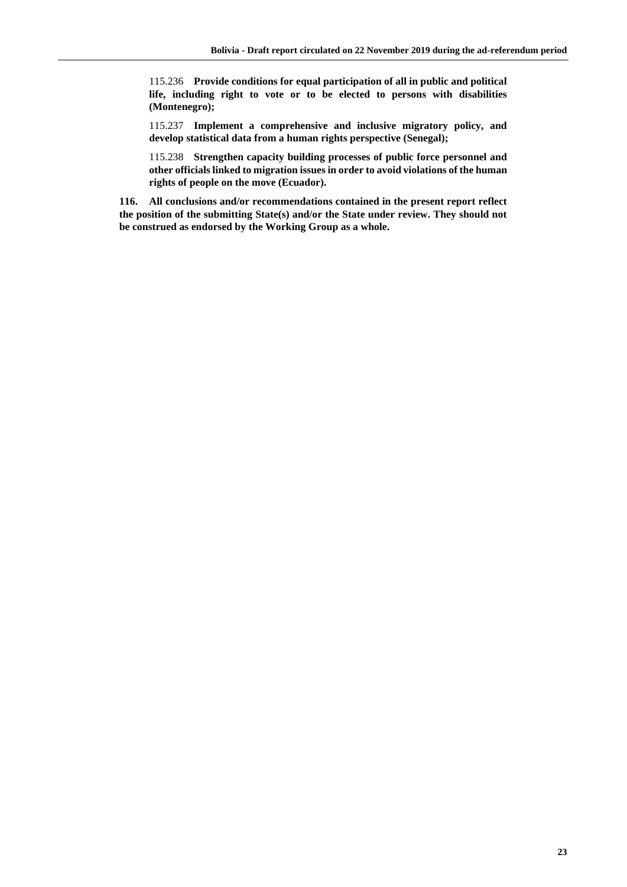115.236 **Provide conditions for equal participation of all in public and political life, including right to vote or to be elected to persons with disabilities (Montenegro);**

115.237 **Implement a comprehensive and inclusive migratory policy, and develop statistical data from a human rights perspective (Senegal);**

115.238 **Strengthen capacity building processes of public force personnel and other officials linked to migration issues in order to avoid violations of the human rights of people on the move (Ecuador).**

**116. All conclusions and/or recommendations contained in the present report reflect the position of the submitting State(s) and/or the State under review. They should not be construed as endorsed by the Working Group as a whole.**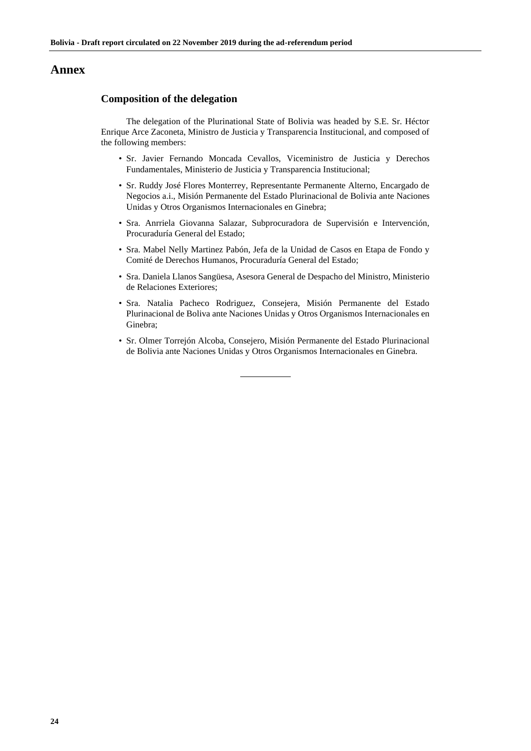# Annex

## Composition of the delegation

The delegation of the Plurinational State of Bolivia was headed by S.E. Sr. Héctor Enrique Arce Zaconeta, Ministro de Justicia y Transparencia Institucional, and composed of the following members:

- Sr. Javier Fernando Moncada Cevallos, Viceministro de Justicia y Derechos Fundamentales, Ministerio de Justicia y Transparencia Institucional;
- Sr. Ruddy José Flores Monterrey, Representante Permanente Alterno, Encargado de Negocios a.i., Misión Permanente del Estado Plurinacional de Bolivia ante Naciones Unidas y Otros Organismos Internacionales en Ginebra;
- Sra. Anrriela Giovanna Salazar, Subprocuradora de Supervisión e Intervención, Procuraduría General del Estado;
- Sra. Mabel Nelly Martinez Pabón, Jefa de la Unidad de Casos en Etapa de Fondo y Comité de Derechos Humanos, Procuraduría General del Estado;
- Sra. Daniela Llanos Sangüesa, Asesora General de Despacho del Ministro, Ministerio de Relaciones Exteriores;
- Sra. Natalia Pacheco Rodriguez, Consejera, Misión Permanente del Estado Plurinacional de Boliva ante Naciones Unidas y Otros Organismos Internacionales en Ginebra;
- Sr. Olmer Torrejón Alcoba, Consejero, Misión Permanente del Estado Plurinacional de Bolivia ante Naciones Unidas y Otros Organismos Internacionales en Ginebra.